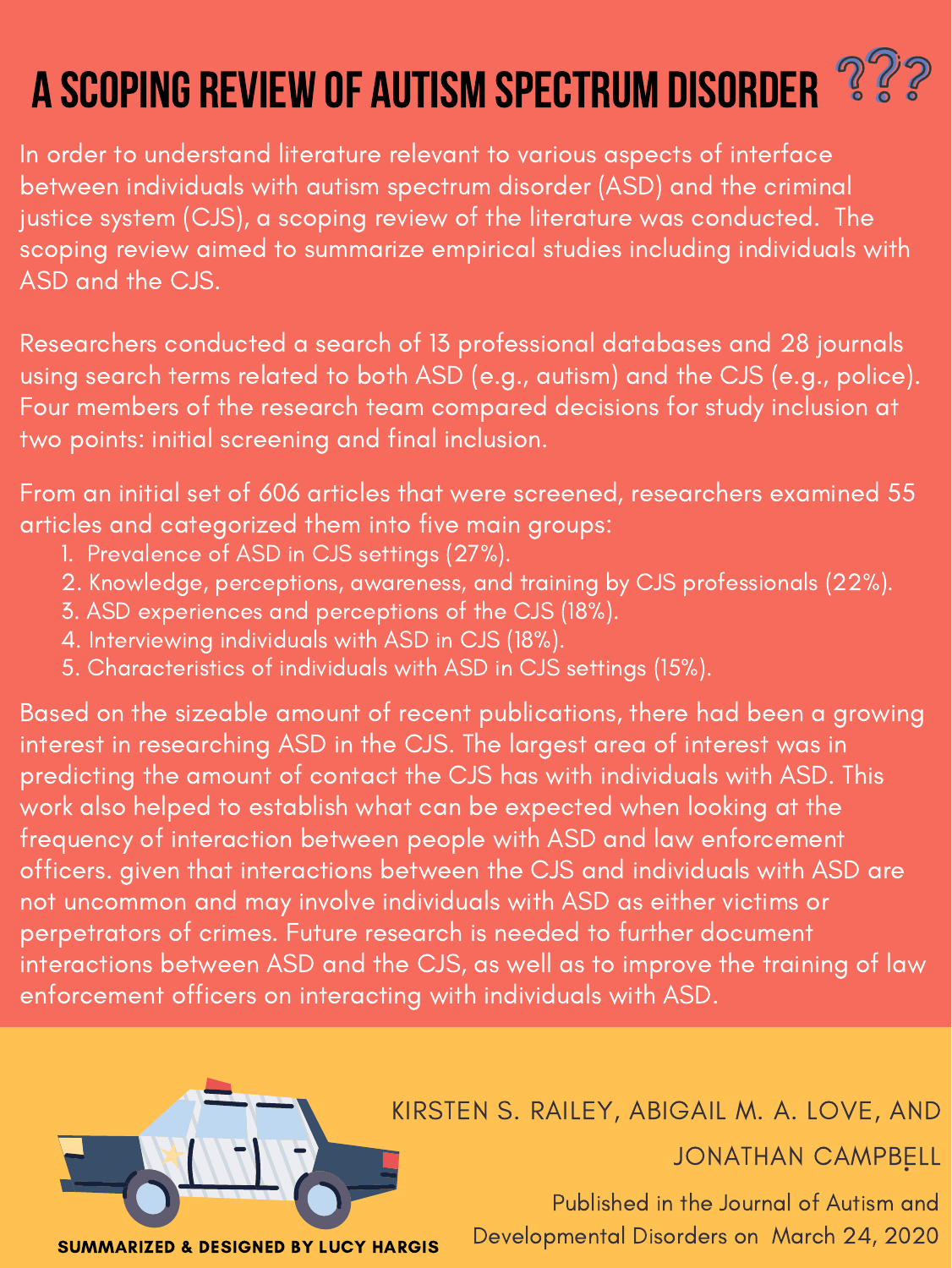# A SCOPING REVIEW OF AUTISM SPECTRUM DISORDER

In order to understand literature relevant to various aspects of interface between individuals with autism spectrum disorder (ASD) and the criminal justice system (CJS), a scoping review of the literature was conducted. The scoping review aimed to summarize empirical studies including individuals with ASD and the CJS.

Researchers conducted a search of 13 professional databases and 28 journals using search terms related to both ASD (e.g., autism) and the CJS (e.g., police). Four members of the research team compared decisions for study inclusion at two points: initial screening and final inclusion.

From an initial set of 606 articles that were screened, researchers examined 55 articles and categorized them into five main groups:

1. Prevalence of ASD in CJS settings (27%).
2. Knowledge, perceptions, awareness, and training by CJS professionals (22%).
3. ASD experiences and perceptions of the CJS (18%).
4. Interviewing individuals with ASD in CJS (18%).
5. Characteristics of individuals with ASD in CJS settings (15%).

Based on the sizeable amount of recent publications, there had been a growing interest in researching ASD in the CJS. The largest area of interest was in predicting the amount of contact the CJS has with individuals with ASD. This work also helped to establish what can be expected when looking at the frequency of interaction between people with ASD and law enforcement officers. given that interactions between the CJS and individuals with ASD are not uncommon and may involve individuals with ASD as either victims or perpetrators of crimes. Future research is needed to further document interactions between ASD and the CJS, as well as to improve the training of law enforcement officers on interacting with individuals with ASD.

KIRSTEN S. RAILEY, ABIGAIL M. A. LOVE, AND JONATHAN CAMPBELL

Published in the Journal of Autism and Developmental Disorders on March 24, 2020

SUMMARIZED & DESIGNED BY LUCY HARGIS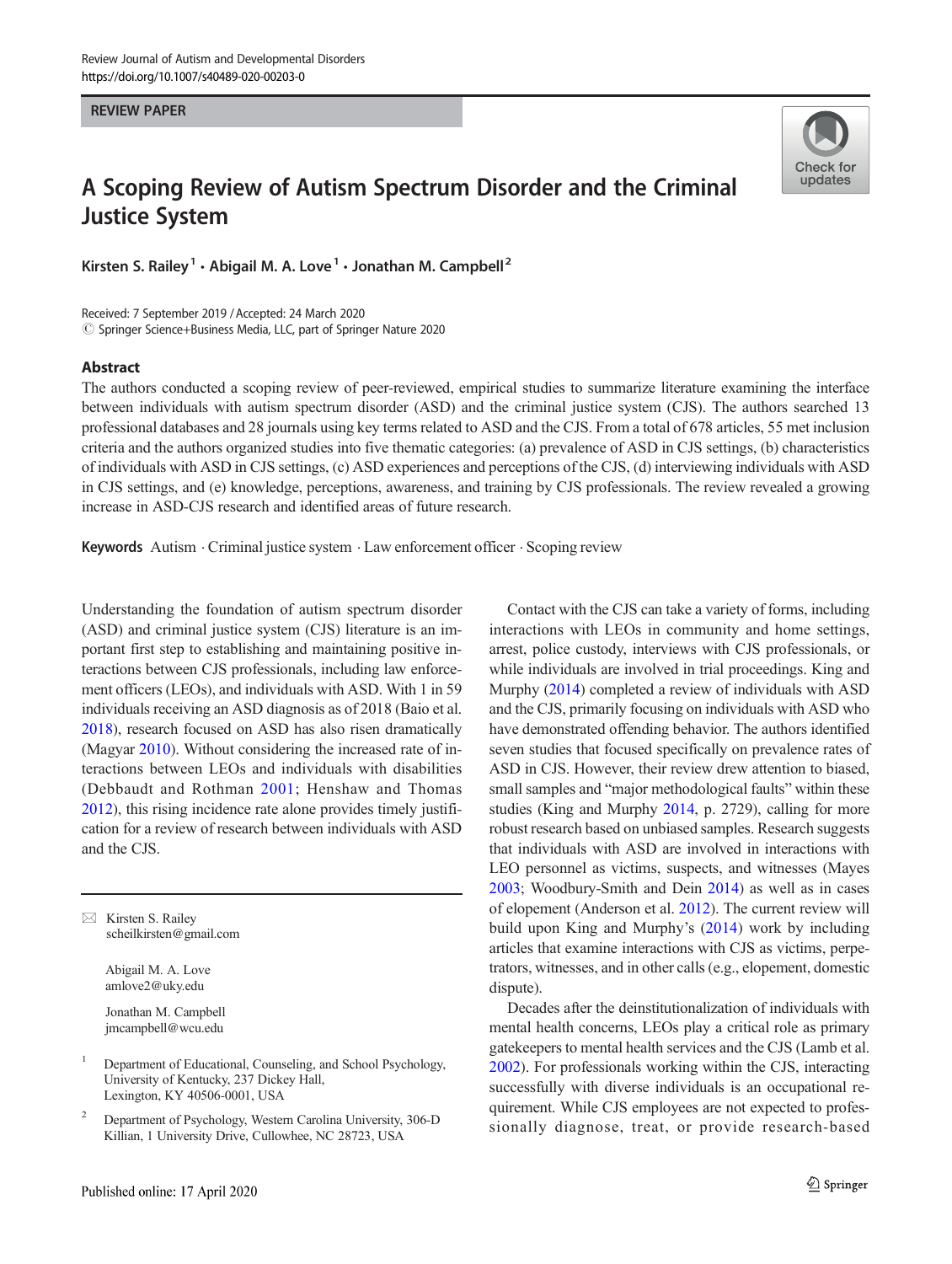REVIEW PAPER

# A Scoping Review of Autism Spectrum Disorder and the Criminal Justice System

Kirsten S. Railey[1] · Abigail M. A. Love[1] · Jonathan M. Campbell[2]

Received: 7 September 2019 / Accepted: 24 March 2020
© Springer Science+Business Media, LLC, part of Springer Nature 2020

## Abstract

The authors conducted a scoping review of peer-reviewed, empirical studies to summarize literature examining the interface between individuals with autism spectrum disorder (ASD) and the criminal justice system (CJS). The authors searched 13 professional databases and 28 journals using key terms related to ASD and the CJS. From a total of 678 articles, 55 met inclusion criteria and the authors organized studies into five thematic categories: (a) prevalence of ASD in CJS settings, (b) characteristics of individuals with ASD in CJS settings, (c) ASD experiences and perceptions of the CJS, (d) interviewing individuals with ASD in CJS settings, and (e) knowledge, perceptions, awareness, and training by CJS professionals. The review revealed a growing increase in ASD-CJS research and identified areas of future research.

**Keywords** Autism · Criminal justice system · Law enforcement officer · Scoping review

Understanding the foundation of autism spectrum disorder (ASD) and criminal justice system (CJS) literature is an important first step to establishing and maintaining positive interactions between CJS professionals, including law enforcement officers (LEOs), and individuals with ASD. With 1 in 59 individuals receiving an ASD diagnosis as of 2018 (Baio et al. 2018), research focused on ASD has also risen dramatically (Magyar 2010). Without considering the increased rate of interactions between LEOs and individuals with disabilities (Debbaudt and Rothman 2001; Henshaw and Thomas 2012), this rising incidence rate alone provides timely justification for a review of research between individuals with ASD and the CJS.

Contact with the CJS can take a variety of forms, including interactions with LEOs in community and home settings, arrest, police custody, interviews with CJS professionals, or while individuals are involved in trial proceedings. King and Murphy (2014) completed a review of individuals with ASD and the CJS, primarily focusing on individuals with ASD who have demonstrated offending behavior. The authors identified seven studies that focused specifically on prevalence rates of ASD in CJS. However, their review drew attention to biased, small samples and "major methodological faults" within these studies (King and Murphy 2014, p. 2729), calling for more robust research based on unbiased samples. Research suggests that individuals with ASD are involved in interactions with LEO personnel as victims, suspects, and witnesses (Mayes 2003; Woodbury-Smith and Dein 2014) as well as in cases of elopement (Anderson et al. 2012). The current review will build upon King and Murphy's (2014) work by including articles that examine interactions with CJS as victims, perpetrators, witnesses, and in other calls (e.g., elopement, domestic dispute).

Decades after the deinstitutionalization of individuals with mental health concerns, LEOs play a critical role as primary gatekeepers to mental health services and the CJS (Lamb et al. 2002). For professionals working within the CJS, interacting successfully with diverse individuals is an occupational requirement. While CJS employees are not expected to professionally diagnose, treat, or provide research-based

---

✉ Kirsten S. Railey
scheilkirsten@gmail.com

Abigail M. A. Love
amlove2@uky.edu

Jonathan M. Campbell
jmcampbell@wcu.edu

[1] Department of Educational, Counseling, and School Psychology, University of Kentucky, 237 Dickey Hall, Lexington, KY 40506-0001, USA

[2] Department of Psychology, Western Carolina University, 306-D Killian, 1 University Drive, Cullowhee, NC 28723, USA

Published online: 17 April 2020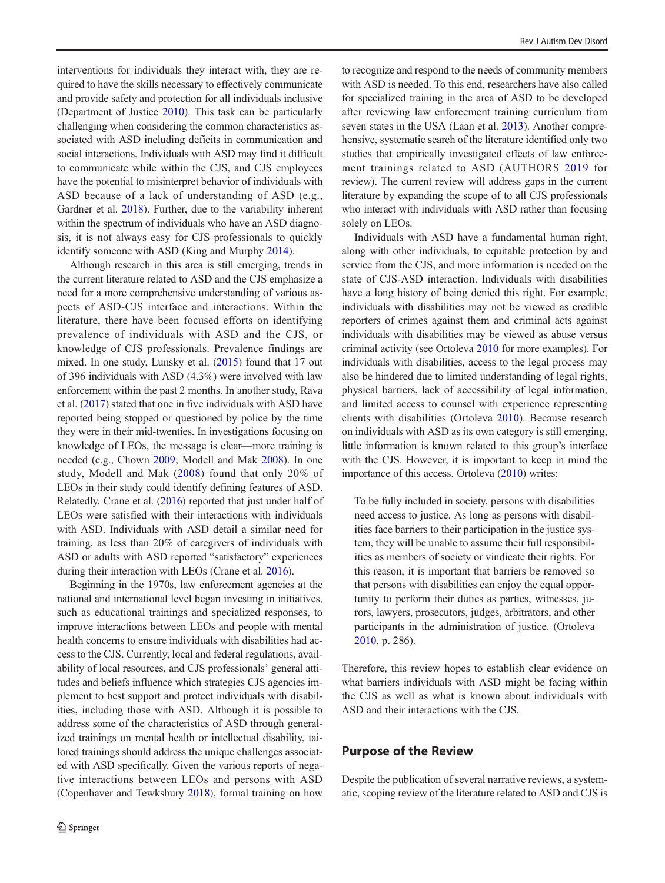interventions for individuals they interact with, they are required to have the skills necessary to effectively communicate and provide safety and protection for all individuals inclusive (Department of Justice 2010). This task can be particularly challenging when considering the common characteristics associated with ASD including deficits in communication and social interactions. Individuals with ASD may find it difficult to communicate while within the CJS, and CJS employees have the potential to misinterpret behavior of individuals with ASD because of a lack of understanding of ASD (e.g., Gardner et al. 2018). Further, due to the variability inherent within the spectrum of individuals who have an ASD diagnosis, it is not always easy for CJS professionals to quickly identify someone with ASD (King and Murphy 2014).

Although research in this area is still emerging, trends in the current literature related to ASD and the CJS emphasize a need for a more comprehensive understanding of various aspects of ASD-CJS interface and interactions. Within the literature, there have been focused efforts on identifying prevalence of individuals with ASD and the CJS, or knowledge of CJS professionals. Prevalence findings are mixed. In one study, Lunsky et al. (2015) found that 17 out of 396 individuals with ASD (4.3%) were involved with law enforcement within the past 2 months. In another study, Rava et al. (2017) stated that one in five individuals with ASD have reported being stopped or questioned by police by the time they were in their mid-twenties. In investigations focusing on knowledge of LEOs, the message is clear—more training is needed (e.g., Chown 2009; Modell and Mak 2008). In one study, Modell and Mak (2008) found that only 20% of LEOs in their study could identify defining features of ASD. Relatedly, Crane et al. (2016) reported that just under half of LEOs were satisfied with their interactions with individuals with ASD. Individuals with ASD detail a similar need for training, as less than 20% of caregivers of individuals with ASD or adults with ASD reported "satisfactory" experiences during their interaction with LEOs (Crane et al. 2016).

Beginning in the 1970s, law enforcement agencies at the national and international level began investing in initiatives, such as educational trainings and specialized responses, to improve interactions between LEOs and people with mental health concerns to ensure individuals with disabilities had access to the CJS. Currently, local and federal regulations, availability of local resources, and CJS professionals' general attitudes and beliefs influence which strategies CJS agencies implement to best support and protect individuals with disabilities, including those with ASD. Although it is possible to address some of the characteristics of ASD through generalized trainings on mental health or intellectual disability, tailored trainings should address the unique challenges associated with ASD specifically. Given the various reports of negative interactions between LEOs and persons with ASD (Copenhaver and Tewksbury 2018), formal training on how to recognize and respond to the needs of community members with ASD is needed. To this end, researchers have also called for specialized training in the area of ASD to be developed after reviewing law enforcement training curriculum from seven states in the USA (Laan et al. 2013). Another comprehensive, systematic search of the literature identified only two studies that empirically investigated effects of law enforcement trainings related to ASD (AUTHORS 2019 for review). The current review will address gaps in the current literature by expanding the scope of to all CJS professionals who interact with individuals with ASD rather than focusing solely on LEOs.

Individuals with ASD have a fundamental human right, along with other individuals, to equitable protection by and service from the CJS, and more information is needed on the state of CJS-ASD interaction. Individuals with disabilities have a long history of being denied this right. For example, individuals with disabilities may not be viewed as credible reporters of crimes against them and criminal acts against individuals with disabilities may be viewed as abuse versus criminal activity (see Ortoleva 2010 for more examples). For individuals with disabilities, access to the legal process may also be hindered due to limited understanding of legal rights, physical barriers, lack of accessibility of legal information, and limited access to counsel with experience representing clients with disabilities (Ortoleva 2010). Because research on individuals with ASD as its own category is still emerging, little information is known related to this group's interface with the CJS. However, it is important to keep in mind the importance of this access. Ortoleva (2010) writes:

> To be fully included in society, persons with disabilities need access to justice. As long as persons with disabilities face barriers to their participation in the justice system, they will be unable to assume their full responsibilities as members of society or vindicate their rights. For this reason, it is important that barriers be removed so that persons with disabilities can enjoy the equal opportunity to perform their duties as parties, witnesses, jurors, lawyers, prosecutors, judges, arbitrators, and other participants in the administration of justice. (Ortoleva 2010, p. 286).

Therefore, this review hopes to establish clear evidence on what barriers individuals with ASD might be facing within the CJS as well as what is known about individuals with ASD and their interactions with the CJS.

## Purpose of the Review

Despite the publication of several narrative reviews, a systematic, scoping review of the literature related to ASD and CJS is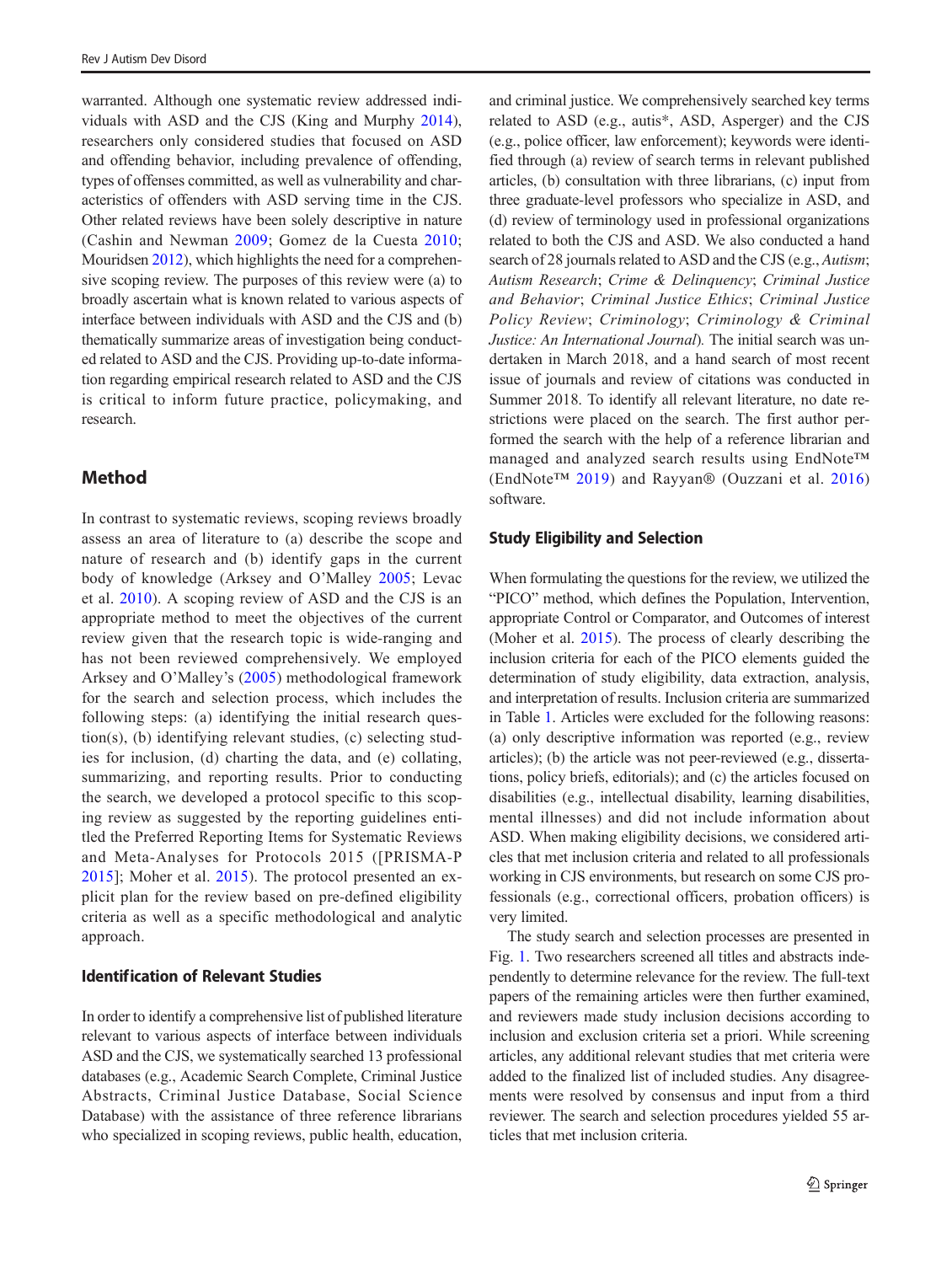warranted. Although one systematic review addressed individuals with ASD and the CJS (King and Murphy 2014), researchers only considered studies that focused on ASD and offending behavior, including prevalence of offending, types of offenses committed, as well as vulnerability and characteristics of offenders with ASD serving time in the CJS. Other related reviews have been solely descriptive in nature (Cashin and Newman 2009; Gomez de la Cuesta 2010; Mouridsen 2012), which highlights the need for a comprehensive scoping review. The purposes of this review were (a) to broadly ascertain what is known related to various aspects of interface between individuals with ASD and the CJS and (b) thematically summarize areas of investigation being conducted related to ASD and the CJS. Providing up-to-date information regarding empirical research related to ASD and the CJS is critical to inform future practice, policymaking, and research.

## Method

In contrast to systematic reviews, scoping reviews broadly assess an area of literature to (a) describe the scope and nature of research and (b) identify gaps in the current body of knowledge (Arksey and O'Malley 2005; Levac et al. 2010). A scoping review of ASD and the CJS is an appropriate method to meet the objectives of the current review given that the research topic is wide-ranging and has not been reviewed comprehensively. We employed Arksey and O'Malley's (2005) methodological framework for the search and selection process, which includes the following steps: (a) identifying the initial research question(s), (b) identifying relevant studies, (c) selecting studies for inclusion, (d) charting the data, and (e) collating, summarizing, and reporting results. Prior to conducting the search, we developed a protocol specific to this scoping review as suggested by the reporting guidelines entitled the Preferred Reporting Items for Systematic Reviews and Meta-Analyses for Protocols 2015 ([PRISMA-P 2015]; Moher et al. 2015). The protocol presented an explicit plan for the review based on pre-defined eligibility criteria as well as a specific methodological and analytic approach.

### Identification of Relevant Studies

In order to identify a comprehensive list of published literature relevant to various aspects of interface between individuals ASD and the CJS, we systematically searched 13 professional databases (e.g., Academic Search Complete, Criminal Justice Abstracts, Criminal Justice Database, Social Science Database) with the assistance of three reference librarians who specialized in scoping reviews, public health, education, and criminal justice. We comprehensively searched key terms related to ASD (e.g., autis*, ASD, Asperger) and the CJS (e.g., police officer, law enforcement); keywords were identified through (a) review of search terms in relevant published articles, (b) consultation with three librarians, (c) input from three graduate-level professors who specialize in ASD, and (d) review of terminology used in professional organizations related to both the CJS and ASD. We also conducted a hand search of 28 journals related to ASD and the CJS (e.g., *Autism*; *Autism Research*; *Crime & Delinquency*; *Criminal Justice and Behavior*; *Criminal Justice Ethics*; *Criminal Justice Policy Review*; *Criminology*; *Criminology & Criminal Justice: An International Journal*). The initial search was undertaken in March 2018, and a hand search of most recent issue of journals and review of citations was conducted in Summer 2018. To identify all relevant literature, no date restrictions were placed on the search. The first author performed the search with the help of a reference librarian and managed and analyzed search results using EndNote™ (EndNote™ 2019) and Rayyan® (Ouzzani et al. 2016) software.

### Study Eligibility and Selection

When formulating the questions for the review, we utilized the "PICO" method, which defines the Population, Intervention, appropriate Control or Comparator, and Outcomes of interest (Moher et al. 2015). The process of clearly describing the inclusion criteria for each of the PICO elements guided the determination of study eligibility, data extraction, analysis, and interpretation of results. Inclusion criteria are summarized in Table 1. Articles were excluded for the following reasons: (a) only descriptive information was reported (e.g., review articles); (b) the article was not peer-reviewed (e.g., dissertations, policy briefs, editorials); and (c) the articles focused on disabilities (e.g., intellectual disability, learning disabilities, mental illnesses) and did not include information about ASD. When making eligibility decisions, we considered articles that met inclusion criteria and related to all professionals working in CJS environments, but research on some CJS professionals (e.g., correctional officers, probation officers) is very limited.

The study search and selection processes are presented in Fig. 1. Two researchers screened all titles and abstracts independently to determine relevance for the review. The full-text papers of the remaining articles were then further examined, and reviewers made study inclusion decisions according to inclusion and exclusion criteria set a priori. While screening articles, any additional relevant studies that met criteria were added to the finalized list of included studies. Any disagreements were resolved by consensus and input from a third reviewer. The search and selection procedures yielded 55 articles that met inclusion criteria.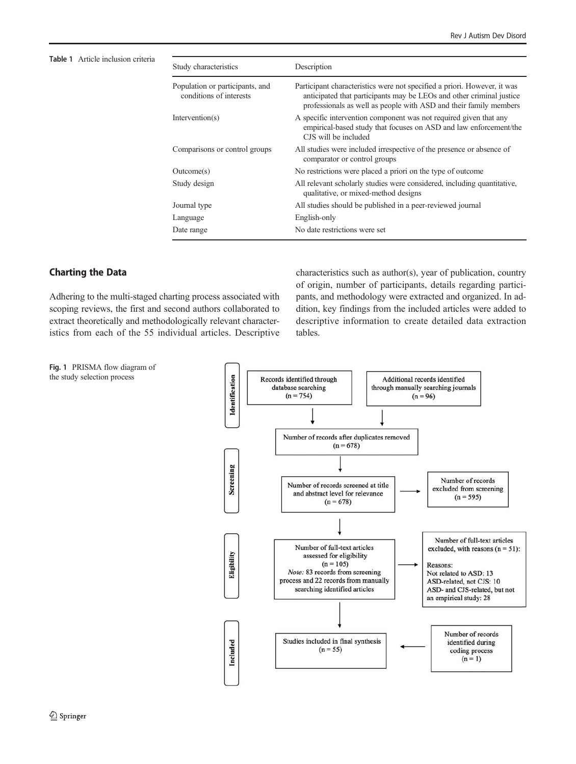Table 1 Article inclusion criteria

| Study characteristics | Description |
|---|---|
| Population or participants, and conditions of interests | Participant characteristics were not specified a priori. However, it was anticipated that participants may be LEOs and other criminal justice professionals as well as people with ASD and their family members |
| Intervention(s) | A specific intervention component was not required given that any empirical-based study that focuses on ASD and law enforcement/the CJS will be included |
| Comparisons or control groups | All studies were included irrespective of the presence or absence of comparator or control groups |
| Outcome(s) | No restrictions were placed a priori on the type of outcome |
| Study design | All relevant scholarly studies were considered, including quantitative, qualitative, or mixed-method designs |
| Journal type | All studies should be published in a peer-reviewed journal |
| Language | English-only |
| Date range | No date restrictions were set |

## Charting the Data

Adhering to the multi-staged charting process associated with scoping reviews, the first and second authors collaborated to extract theoretically and methodologically relevant characteristics from each of the 55 individual articles. Descriptive characteristics such as author(s), year of publication, country of origin, number of participants, details regarding participants, and methodology were extracted and organized. In addition, key findings from the included articles were added to descriptive information to create detailed data extraction tables.

**Identification**

Records identified through database searching (n = 754)

Additional records identified through manually searching journals (n = 96)

Number of records after duplicates removed (n = 678)

**Screening**

Number of records screened at title and abstract level for relevance (n = 678)

Number of records excluded from screening (n = 595)

**Eligibility**

Number of full-text articles assessed for eligibility (n = 105)
*Note:* 83 records from screening process and 22 records from manually searching identified articles

Number of full-text articles excluded, with reasons (n = 51):
Reasons:
Not related to ASD: 13
ASD-related, not CJS: 10
ASD- and CJS-related, but not an empirical study: 28

**Included**

Studies included in final synthesis (n = 55)

Number of records identified during coding process (n = 1)

Fig. 1 PRISMA flow diagram of the study selection process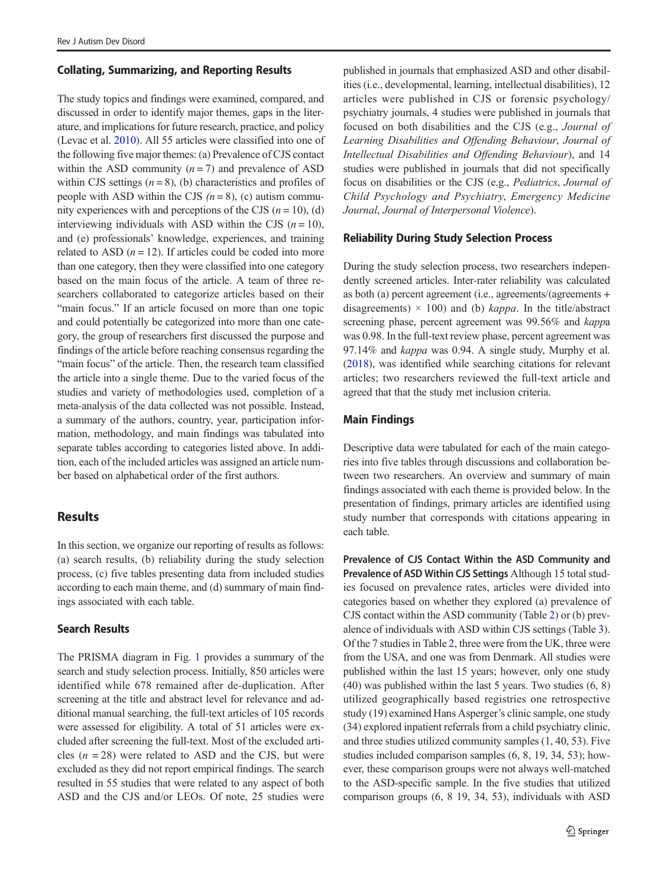### Collating, Summarizing, and Reporting Results

The study topics and findings were examined, compared, and discussed in order to identify major themes, gaps in the literature, and implications for future research, practice, and policy (Levac et al. 2010). All 55 articles were classified into one of the following five major themes: (a) Prevalence of CJS contact within the ASD community ($n = 7$) and prevalence of ASD within CJS settings ($n = 8$), (b) characteristics and profiles of people with ASD within the CJS ($n = 8$), (c) autism community experiences with and perceptions of the CJS ($n = 10$), (d) interviewing individuals with ASD within the CJS ($n = 10$), and (e) professionals' knowledge, experiences, and training related to ASD ($n = 12$). If articles could be coded into more than one category, then they were classified into one category based on the main focus of the article. A team of three researchers collaborated to categorize articles based on their "main focus." If an article focused on more than one topic and could potentially be categorized into more than one category, the group of researchers first discussed the purpose and findings of the article before reaching consensus regarding the "main focus" of the article. Then, the research team classified the article into a single theme. Due to the varied focus of the studies and variety of methodologies used, completion of a meta-analysis of the data collected was not possible. Instead, a summary of the authors, country, year, participation information, methodology, and main findings was tabulated into separate tables according to categories listed above. In addition, each of the included articles was assigned an article number based on alphabetical order of the first authors.

## Results

In this section, we organize our reporting of results as follows: (a) search results, (b) reliability during the study selection process, (c) five tables presenting data from included studies according to each main theme, and (d) summary of main findings associated with each table.

### Search Results

The PRISMA diagram in Fig. 1 provides a summary of the search and study selection process. Initially, 850 articles were identified while 678 remained after de-duplication. After screening at the title and abstract level for relevance and additional manual searching, the full-text articles of 105 records were assessed for eligibility. A total of 51 articles were excluded after screening the full-text. Most of the excluded articles ($n = 28$) were related to ASD and the CJS, but were excluded as they did not report empirical findings. The search resulted in 55 studies that were related to any aspect of both ASD and the CJS and/or LEOs. Of note, 25 studies were published in journals that emphasized ASD and other disabilities (i.e., developmental, learning, intellectual disabilities), 12 articles were published in CJS or forensic psychology/psychiatry journals, 4 studies were published in journals that focused on both disabilities and the CJS (e.g., *Journal of Learning Disabilities and Offending Behaviour*, *Journal of Intellectual Disabilities and Offending Behaviour*), and 14 studies were published in journals that did not specifically focus on disabilities or the CJS (e.g., *Pediatrics*, *Journal of Child Psychology and Psychiatry*, *Emergency Medicine Journal*, *Journal of Interpersonal Violence*).

### Reliability During Study Selection Process

During the study selection process, two researchers independently screened articles. Inter-rater reliability was calculated as both (a) percent agreement (i.e., agreements/(agreements + disagreements) × 100) and (b) *kappa*. In the title/abstract screening phase, percent agreement was 99.56% and *kappa* was 0.98. In the full-text review phase, percent agreement was 97.14% and *kappa* was 0.94. A single study, Murphy et al. (2018), was identified while searching citations for relevant articles; two researchers reviewed the full-text article and agreed that that the study met inclusion criteria.

### Main Findings

Descriptive data were tabulated for each of the main categories into five tables through discussions and collaboration between two researchers. An overview and summary of main findings associated with each theme is provided below. In the presentation of findings, primary articles are identified using study number that corresponds with citations appearing in each table.

**Prevalence of CJS Contact Within the ASD Community and Prevalence of ASD Within CJS Settings** Although 15 total studies focused on prevalence rates, articles were divided into categories based on whether they explored (a) prevalence of CJS contact within the ASD community (Table 2) or (b) prevalence of individuals with ASD within CJS settings (Table 3). Of the 7 studies in Table 2, three were from the UK, three were from the USA, and one was from Denmark. All studies were published within the last 15 years; however, only one study (40) was published within the last 5 years. Two studies (6, 8) utilized geographically based registries one retrospective study (19) examined Hans Asperger's clinic sample, one study (34) explored inpatient referrals from a child psychiatry clinic, and three studies utilized community samples (1, 40, 53). Five studies included comparison samples (6, 8, 19, 34, 53); however, these comparison groups were not always well-matched to the ASD-specific sample. In the five studies that utilized comparison groups (6, 8 19, 34, 53), individuals with ASD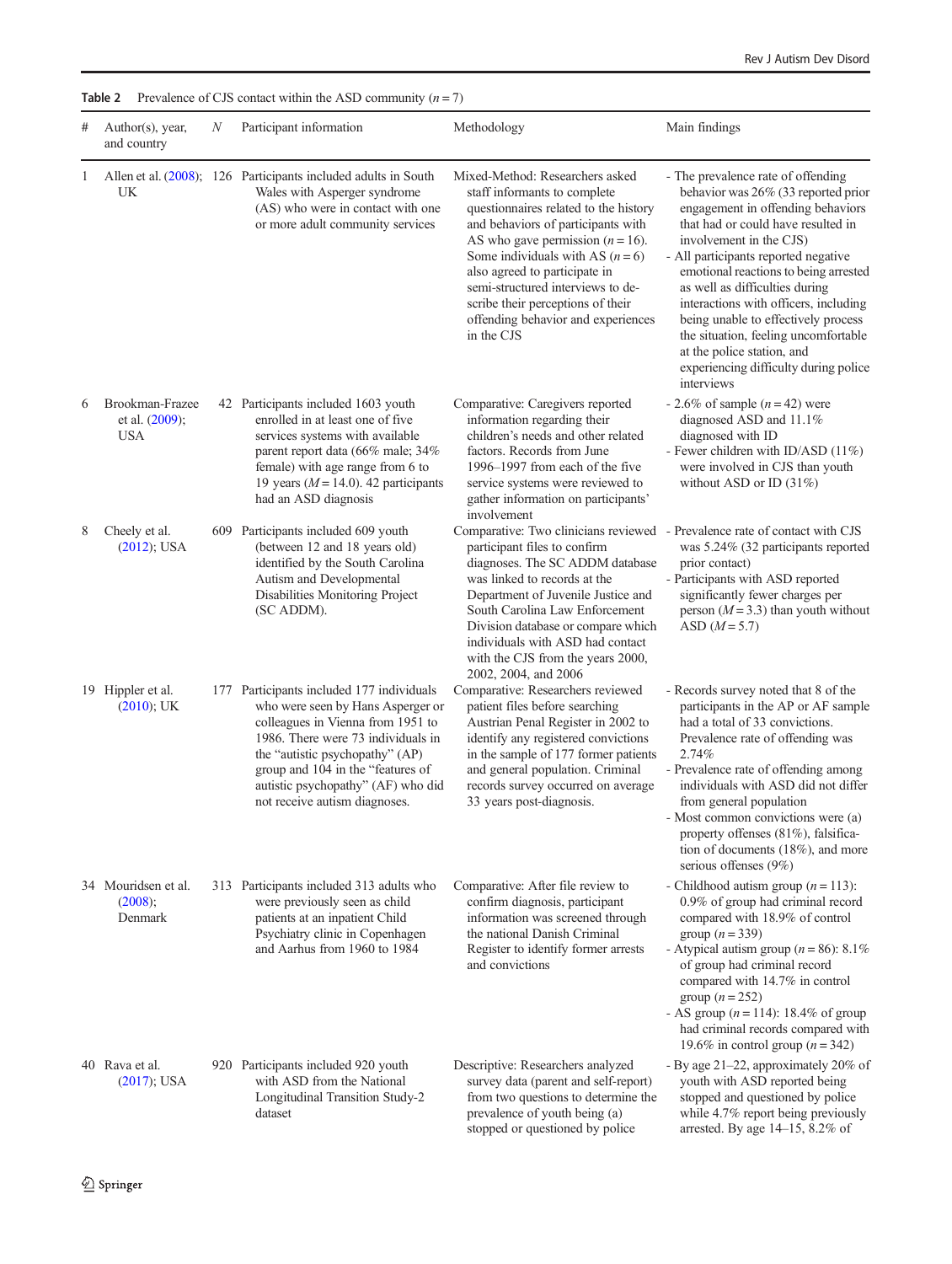**Table 2** Prevalence of CJS contact within the ASD community ($n = 7$)

| # | Author(s), year, and country | N | Participant information | Methodology | Main findings |
|---|---|---|---|---|---|
| 1 | Allen et al. (2008); UK | 126 | Participants included adults in South Wales with Asperger syndrome (AS) who were in contact with one or more adult community services | Mixed-Method: Researchers asked staff informants to complete questionnaires related to the history and behaviors of participants with AS who gave permission ($n = 16$). Some individuals with AS ($n = 6$) also agreed to participate in semi-structured interviews to describe their perceptions of their offending behavior and experiences in the CJS | - The prevalence rate of offending behavior was 26% (33 reported prior engagement in offending behaviors that had or could have resulted in involvement in the CJS)<br>- All participants reported negative emotional reactions to being arrested as well as difficulties during interactions with officers, including being unable to effectively process the situation, feeling uncomfortable at the police station, and experiencing difficulty during police interviews |
| 6 | Brookman-Frazee et al. (2009); USA | 42 | Participants included 1603 youth enrolled in at least one of five services systems with available parent report data (66% male; 34% female) with age range from 6 to 19 years ($M = 14.0$). 42 participants had an ASD diagnosis | Comparative: Caregivers reported information regarding their children's needs and other related factors. Records from June 1996–1997 from each of the five service systems were reviewed to gather information on participants' involvement | - 2.6% of sample ($n = 42$) were diagnosed ASD and 11.1% diagnosed with ID<br>- Fewer children with ID/ASD (11%) were involved in CJS than youth without ASD or ID (31%) |
| 8 | Cheely et al. (2012); USA | 609 | Participants included 609 youth (between 12 and 18 years old) identified by the South Carolina Autism and Developmental Disabilities Monitoring Project (SC ADDM). | Comparative: Two clinicians reviewed participant files to confirm diagnoses. The SC ADDM database was linked to records at the Department of Juvenile Justice and South Carolina Law Enforcement Division database or compare which individuals with ASD had contact with the CJS from the years 2000, 2002, 2004, and 2006 | - Prevalence rate of contact with CJS was 5.24% (32 participants reported prior contact)<br>- Participants with ASD reported significantly fewer charges per person ($M = 3.3$) than youth without ASD ($M = 5.7$) |
| 19 | Hippler et al. (2010); UK | 177 | Participants included 177 individuals who were seen by Hans Asperger or colleagues in Vienna from 1951 to 1986. There were 73 individuals in the "autistic psychopathy" (AP) group and 104 in the "features of autistic psychopathy" (AF) who did not receive autism diagnoses. | Comparative: Researchers reviewed patient files before searching Austrian Penal Register in 2002 to identify any registered convictions in the sample of 177 former patients and general population. Criminal records survey occurred on average 33 years post-diagnosis. | - Records survey noted that 8 of the participants in the AP or AF sample had a total of 33 convictions. Prevalence rate of offending was 2.74%<br>- Prevalence rate of offending among individuals with ASD did not differ from general population<br>- Most common convictions were (a) property offenses (81%), falsification of documents (18%), and more serious offenses (9%) |
| 34 | Mouridsen et al. (2008); Denmark | 313 | Participants included 313 adults who were previously seen as child patients at an inpatient Child Psychiatry clinic in Copenhagen and Aarhus from 1960 to 1984 | Comparative: After file review to confirm diagnosis, participant information was screened through the national Danish Criminal Register to identify former arrests and convictions | - Childhood autism group ($n = 113$): 0.9% of group had criminal record compared with 18.9% of control group ($n = 339$)<br>- Atypical autism group ($n = 86$): 8.1% of group had criminal record compared with 14.7% in control group ($n = 252$)<br>- AS group ($n = 114$): 18.4% of group had criminal records compared with 19.6% in control group ($n = 342$) |
| 40 | Rava et al. (2017); USA | 920 | Participants included 920 youth with ASD from the National Longitudinal Transition Study-2 dataset | Descriptive: Researchers analyzed survey data (parent and self-report) from two questions to determine the prevalence of youth being (a) stopped or questioned by police | - By age 21–22, approximately 20% of youth with ASD reported being stopped and questioned by police while 4.7% report being previously arrested. By age 14–15, 8.2% of |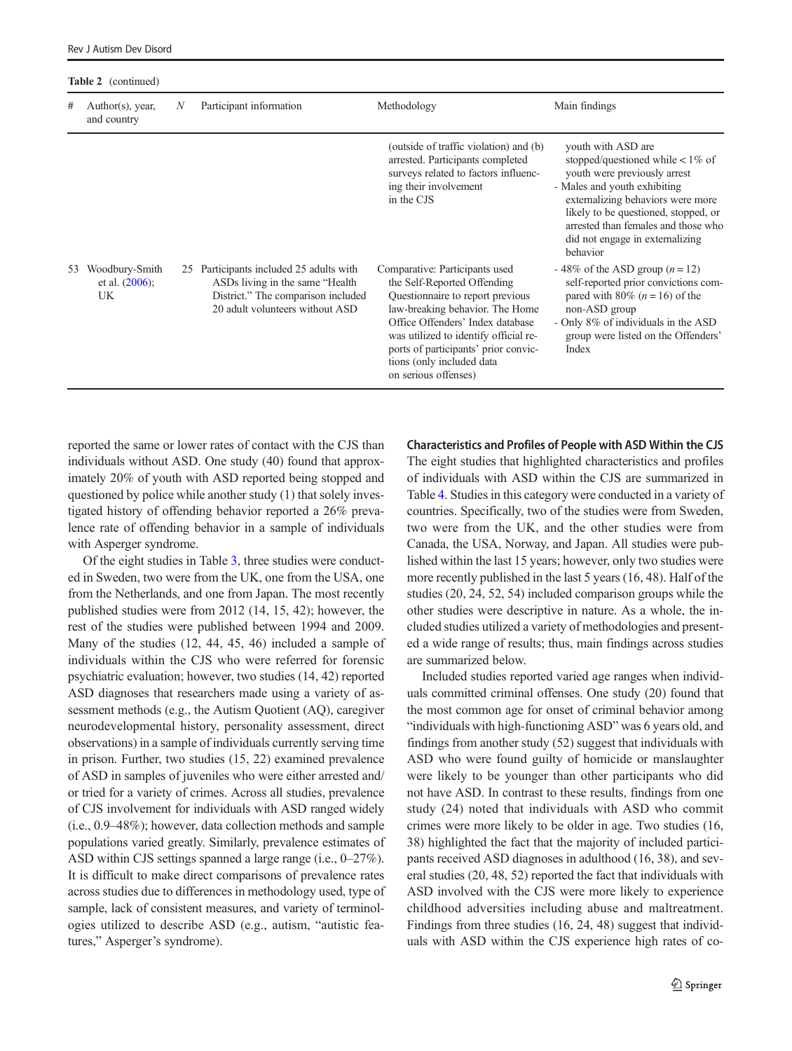**Table 2** (continued)

| # | Author(s), year, and country | N | Participant information | Methodology | Main findings |
|---|---|---|---|---|---|
| | | | | (outside of traffic violation) and (b) arrested. Participants completed surveys related to factors influencing their involvement in the CJS | youth with ASD are stopped/questioned while < 1% of youth were previously arrest<br>- Males and youth exhibiting externalizing behaviors were more likely to be questioned, stopped, or arrested than females and those who did not engage in externalizing behavior |
| 53 | Woodbury-Smith et al. (2006); UK | 25 | Participants included 25 adults with ASDs living in the same "Health District." The comparison included 20 adult volunteers without ASD | Comparative: Participants used the Self-Reported Offending Questionnaire to report previous law-breaking behavior. The Home Office Offenders' Index database was utilized to identify official reports of participants' prior convictions (only included data on serious offenses) | - 48% of the ASD group ($n = 12$) self-reported prior convictions compared with 80% ($n = 16$) of the non-ASD group<br>- Only 8% of individuals in the ASD group were listed on the Offenders' Index |

reported the same or lower rates of contact with the CJS than individuals without ASD. One study (40) found that approximately 20% of youth with ASD reported being stopped and questioned by police while another study (1) that solely investigated history of offending behavior reported a 26% prevalence rate of offending behavior in a sample of individuals with Asperger syndrome.

Of the eight studies in Table 3, three studies were conducted in Sweden, two were from the UK, one from the USA, one from the Netherlands, and one from Japan. The most recently published studies were from 2012 (14, 15, 42); however, the rest of the studies were published between 1994 and 2009. Many of the studies (12, 44, 45, 46) included a sample of individuals within the CJS who were referred for forensic psychiatric evaluation; however, two studies (14, 42) reported ASD diagnoses that researchers made using a variety of assessment methods (e.g., the Autism Quotient (AQ), caregiver neurodevelopmental history, personality assessment, direct observations) in a sample of individuals currently serving time in prison. Further, two studies (15, 22) examined prevalence of ASD in samples of juveniles who were either arrested and/or tried for a variety of crimes. Across all studies, prevalence of CJS involvement for individuals with ASD ranged widely (i.e., 0.9–48%); however, data collection methods and sample populations varied greatly. Similarly, prevalence estimates of ASD within CJS settings spanned a large range (i.e., 0–27%). It is difficult to make direct comparisons of prevalence rates across studies due to differences in methodology used, type of sample, lack of consistent measures, and variety of terminologies utilized to describe ASD (e.g., autism, "autistic features," Asperger's syndrome).

**Characteristics and Profiles of People with ASD Within the CJS** The eight studies that highlighted characteristics and profiles of individuals with ASD within the CJS are summarized in Table 4. Studies in this category were conducted in a variety of countries. Specifically, two of the studies were from Sweden, two were from the UK, and the other studies were from Canada, the USA, Norway, and Japan. All studies were published within the last 15 years; however, only two studies were more recently published in the last 5 years (16, 48). Half of the studies (20, 24, 52, 54) included comparison groups while the other studies were descriptive in nature. As a whole, the included studies utilized a variety of methodologies and presented a wide range of results; thus, main findings across studies are summarized below.

Included studies reported varied age ranges when individuals committed criminal offenses. One study (20) found that the most common age for onset of criminal behavior among "individuals with high-functioning ASD" was 6 years old, and findings from another study (52) suggest that individuals with ASD who were found guilty of homicide or manslaughter were likely to be younger than other participants who did not have ASD. In contrast to these results, findings from one study (24) noted that individuals with ASD who commit crimes were more likely to be older in age. Two studies (16, 38) highlighted the fact that the majority of included participants received ASD diagnoses in adulthood (16, 38), and several studies (20, 48, 52) reported the fact that individuals with ASD involved with the CJS were more likely to experience childhood adversities including abuse and maltreatment. Findings from three studies (16, 24, 48) suggest that individuals with ASD within the CJS experience high rates of co-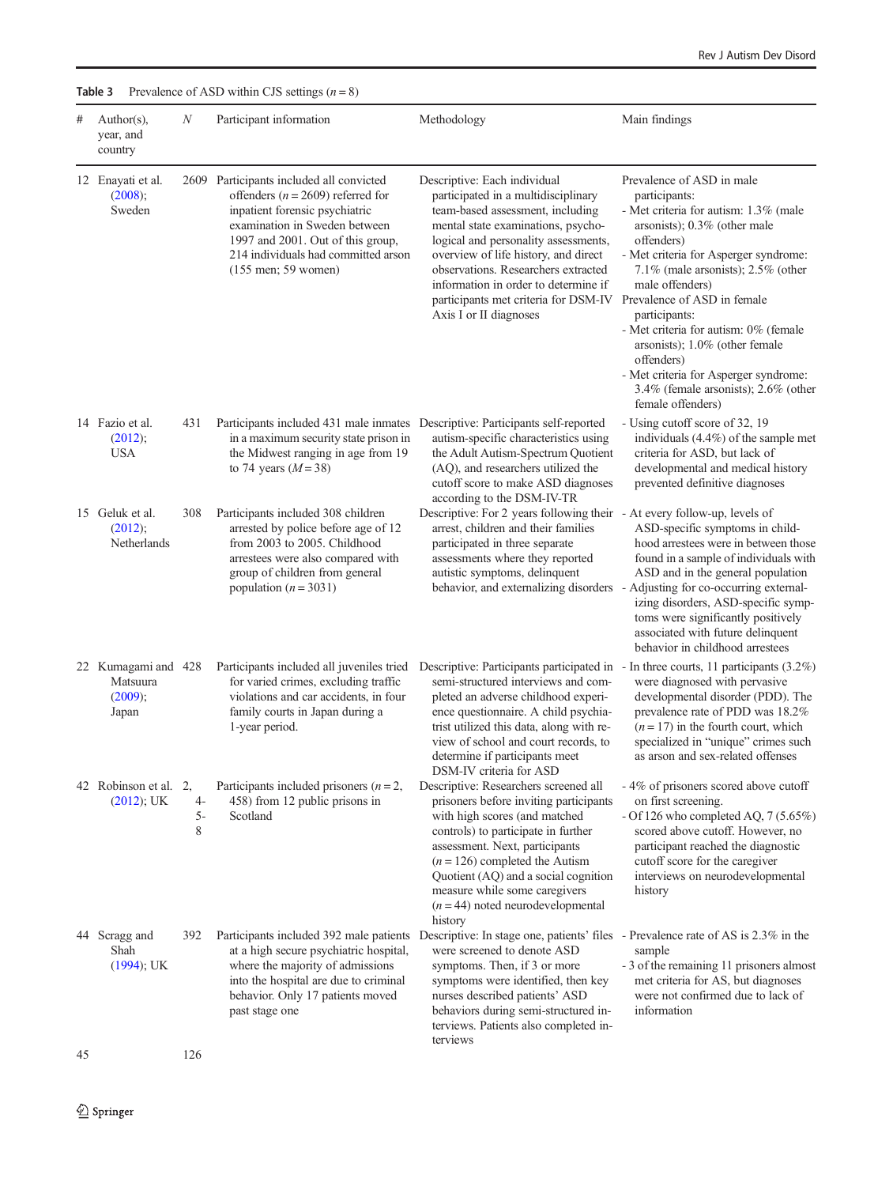Table 3 Prevalence of ASD within CJS settings (n = 8)

| # | Author(s), year, and country | N | Participant information | Methodology | Main findings |
|---|---|---|---|---|---|
| 12 | Enayati et al. (2008); Sweden | 2609 | Participants included all convicted offenders (n = 2609) referred for inpatient forensic psychiatric examination in Sweden between 1997 and 2001. Out of this group, 214 individuals had committed arson (155 men; 59 women) | Descriptive: Each individual participated in a multidisciplinary team-based assessment, including mental state examinations, psychological and personality assessments, overview of life history, and direct observations. Researchers extracted information in order to determine if participants met criteria for DSM-IV Axis I or II diagnoses | Prevalence of ASD in male participants:<br>- Met criteria for autism: 1.3% (male arsonists); 0.3% (other male offenders)<br>- Met criteria for Asperger syndrome: 7.1% (male arsonists); 2.5% (other male offenders)<br>Prevalence of ASD in female participants:<br>- Met criteria for autism: 0% (female arsonists); 1.0% (other female offenders)<br>- Met criteria for Asperger syndrome: 3.4% (female arsonists); 2.6% (other female offenders) |
| 14 | Fazio et al. (2012); USA | 431 | Participants included 431 male inmates in a maximum security state prison in the Midwest ranging in age from 19 to 74 years (M = 38) | Descriptive: Participants self-reported autism-specific characteristics using the Adult Autism-Spectrum Quotient (AQ), and researchers utilized the cutoff score to make ASD diagnoses according to the DSM-IV-TR | - Using cutoff score of 32, 19 individuals (4.4%) of the sample met criteria for ASD, but lack of developmental and medical history prevented definitive diagnoses |
| 15 | Geluk et al. (2012); Netherlands | 308 | Participants included 308 children arrested by police before age of 12 from 2003 to 2005. Childhood arrestees were also compared with group of children from general population (n = 3031) | Descriptive: For 2 years following their arrest, children and their families participated in three separate assessments where they reported autistic symptoms, delinquent behavior, and externalizing disorders | - At every follow-up, levels of ASD-specific symptoms in childhood arrestees were in between those found in a sample of individuals with ASD and in the general population<br>- Adjusting for co-occurring externalizing disorders, ASD-specific symptoms were significantly positively associated with future delinquent behavior in childhood arrestees |
| 22 | Kumagami and Matsuura (2009); Japan | 428 | Participants included all juveniles tried for varied crimes, excluding traffic violations and car accidents, in four family courts in Japan during a 1-year period. | Descriptive: Participants participated in semi-structured interviews and completed an adverse childhood experience questionnaire. A child psychiatrist utilized this data, along with review of school and court records, to determine if participants meet DSM-IV criteria for ASD | - In three courts, 11 participants (3.2%) were diagnosed with pervasive developmental disorder (PDD). The prevalence rate of PDD was 18.2% (n = 17) in the fourth court, which specialized in "unique" crimes such as arson and sex-related offenses |
| 42 | Robinson et al. (2012); UK | 2,458 | Participants included prisoners (n = 2,458) from 12 public prisons in Scotland | Descriptive: Researchers screened all prisoners before inviting participants with high scores (and matched controls) to participate in further assessment. Next, participants (n = 126) completed the Autism Quotient (AQ) and a social cognition measure while some caregivers (n = 44) noted neurodevelopmental history | - 4% of prisoners scored above cutoff on first screening.<br>- Of 126 who completed AQ, 7 (5.65%) scored above cutoff. However, no participant reached the diagnostic cutoff score for the caregiver interviews on neurodevelopmental history |
| 44 | Scragg and Shah (1994); UK | 392 | Participants included 392 male patients at a high secure psychiatric hospital, where the majority of admissions into the hospital are due to criminal behavior. Only 17 patients moved past stage one | Descriptive: In stage one, patients' files were screened to denote ASD symptoms. Then, if 3 or more symptoms were identified, then key nurses described patients' ASD behaviors during semi-structured interviews. Patients also completed interviews | - Prevalence rate of AS is 2.3% in the sample<br>- 3 of the remaining 11 prisoners almost met criteria for AS, but diagnoses were not confirmed due to lack of information |
| 45 | | 126 | | | |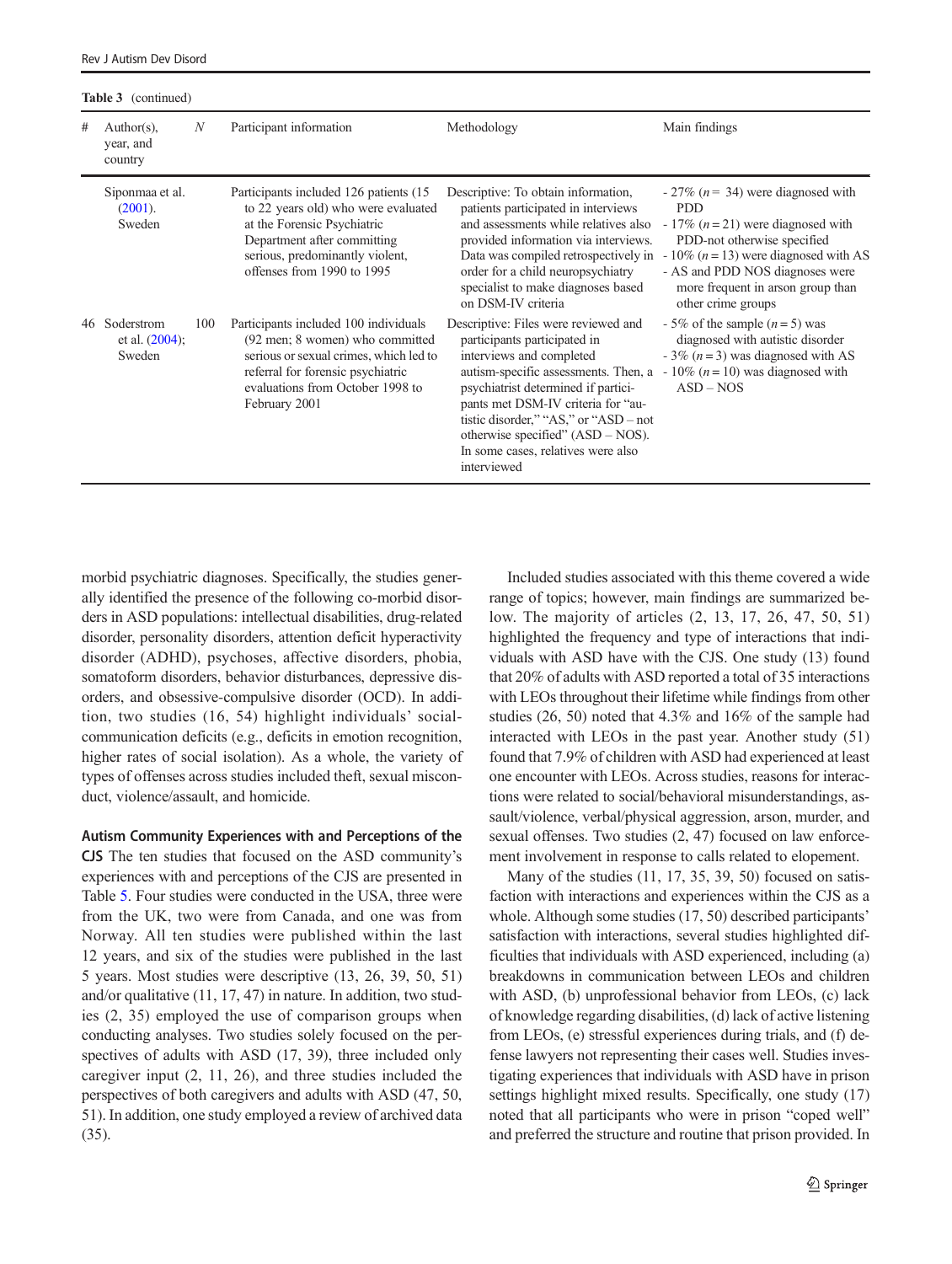**Table 3** (continued)

| # | Author(s), year, and country | N | Participant information | Methodology | Main findings |
|---|---|---|---|---|---|
| | Siponmaa et al. (2001). Sweden | | Participants included 126 patients (15 to 22 years old) who were evaluated at the Forensic Psychiatric Department after committing serious, predominantly violent, offenses from 1990 to 1995 | Descriptive: To obtain information, patients participated in interviews and assessments while relatives also provided information via interviews. Data was compiled retrospectively in order for a child neuropsychiatry specialist to make diagnoses based on DSM-IV criteria | - 27% ($n$ = 34) were diagnosed with PDD<br>- 17% ($n$ = 21) were diagnosed with PDD-not otherwise specified<br>- 10% ($n$ = 13) were diagnosed with AS<br>- AS and PDD NOS diagnoses were more frequent in arson group than other crime groups |
| 46 | Soderstrom et al. (2004); Sweden | 100 | Participants included 100 individuals (92 men; 8 women) who committed serious or sexual crimes, which led to referral for forensic psychiatric evaluations from October 1998 to February 2001 | Descriptive: Files were reviewed and participants participated in interviews and completed autism-specific assessments. Then, a psychiatrist determined if participants met DSM-IV criteria for "autistic disorder," "AS," or "ASD – not otherwise specified" (ASD – NOS). In some cases, relatives were also interviewed | - 5% of the sample ($n$ = 5) was diagnosed with autistic disorder<br>- 3% ($n$ = 3) was diagnosed with AS<br>- 10% ($n$ = 10) was diagnosed with ASD – NOS |

morbid psychiatric diagnoses. Specifically, the studies generally identified the presence of the following co-morbid disorders in ASD populations: intellectual disabilities, drug-related disorder, personality disorders, attention deficit hyperactivity disorder (ADHD), psychoses, affective disorders, phobia, somatoform disorders, behavior disturbances, depressive disorders, and obsessive-compulsive disorder (OCD). In addition, two studies (16, 54) highlight individuals' social-communication deficits (e.g., deficits in emotion recognition, higher rates of social isolation). As a whole, the variety of types of offenses across studies included theft, sexual misconduct, violence/assault, and homicide.

**Autism Community Experiences with and Perceptions of the CJS** The ten studies that focused on the ASD community's experiences with and perceptions of the CJS are presented in Table 5. Four studies were conducted in the USA, three were from the UK, two were from Canada, and one was from Norway. All ten studies were published within the last 12 years, and six of the studies were published in the last 5 years. Most studies were descriptive (13, 26, 39, 50, 51) and/or qualitative (11, 17, 47) in nature. In addition, two studies (2, 35) employed the use of comparison groups when conducting analyses. Two studies solely focused on the perspectives of adults with ASD (17, 39), three included only caregiver input (2, 11, 26), and three studies included the perspectives of both caregivers and adults with ASD (47, 50, 51). In addition, one study employed a review of archived data (35).

Included studies associated with this theme covered a wide range of topics; however, main findings are summarized below. The majority of articles (2, 13, 17, 26, 47, 50, 51) highlighted the frequency and type of interactions that individuals with ASD have with the CJS. One study (13) found that 20% of adults with ASD reported a total of 35 interactions with LEOs throughout their lifetime while findings from other studies (26, 50) noted that 4.3% and 16% of the sample had interacted with LEOs in the past year. Another study (51) found that 7.9% of children with ASD had experienced at least one encounter with LEOs. Across studies, reasons for interactions were related to social/behavioral misunderstandings, assault/violence, verbal/physical aggression, arson, murder, and sexual offenses. Two studies (2, 47) focused on law enforcement involvement in response to calls related to elopement.

Many of the studies (11, 17, 35, 39, 50) focused on satisfaction with interactions and experiences within the CJS as a whole. Although some studies (17, 50) described participants' satisfaction with interactions, several studies highlighted difficulties that individuals with ASD experienced, including (a) breakdowns in communication between LEOs and children with ASD, (b) unprofessional behavior from LEOs, (c) lack of knowledge regarding disabilities, (d) lack of active listening from LEOs, (e) stressful experiences during trials, and (f) defense lawyers not representing their cases well. Studies investigating experiences that individuals with ASD have in prison settings highlight mixed results. Specifically, one study (17) noted that all participants who were in prison "coped well" and preferred the structure and routine that prison provided. In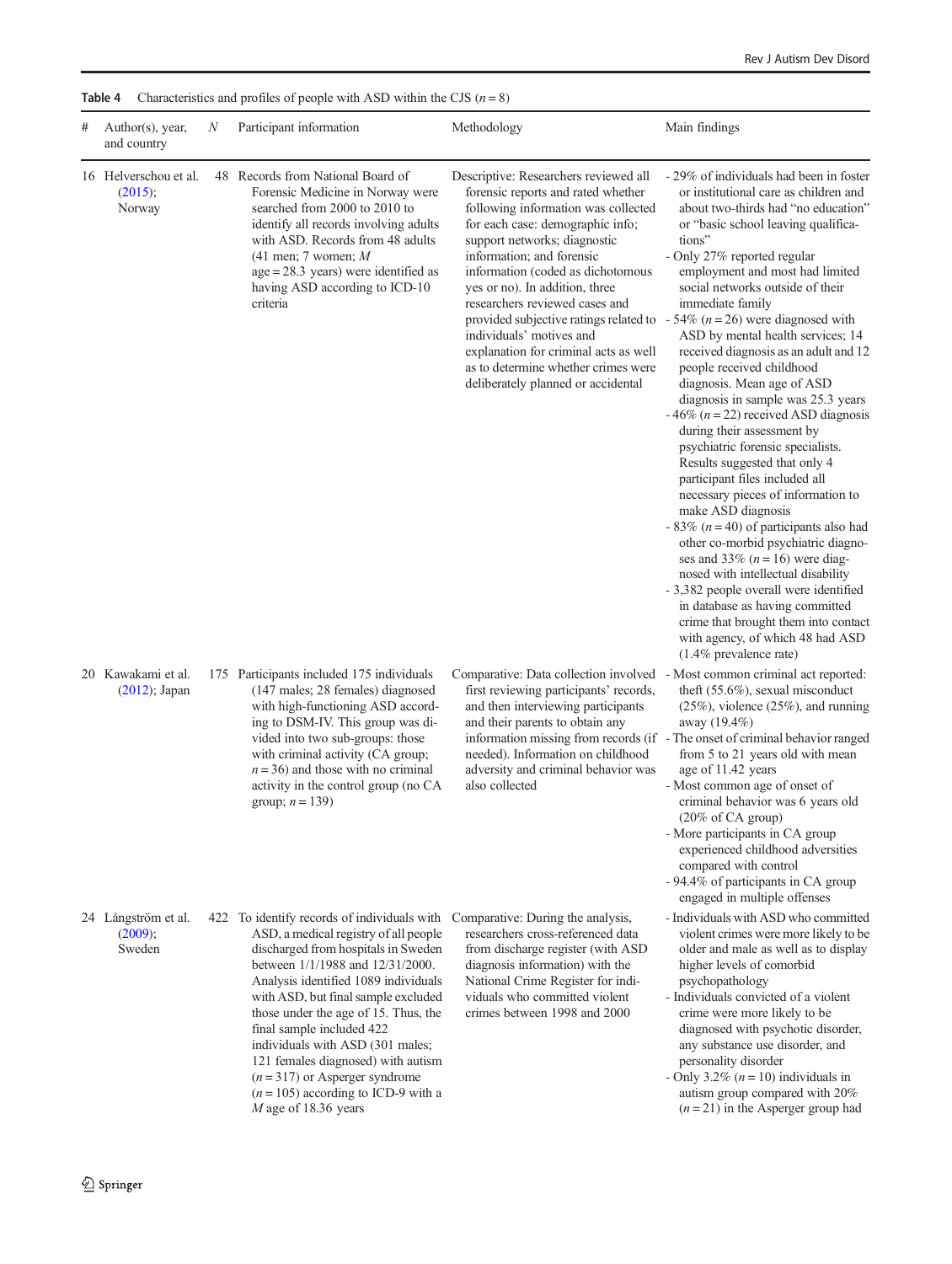**Table 4** Characteristics and profiles of people with ASD within the CJS ($n = 8$)

| # | Author(s), year, and country | *N* | Participant information | Methodology | Main findings |
|---|---|---|---|---|---|
| 16 | Helverschou et al. (2015); Norway | 48 | Records from National Board of Forensic Medicine in Norway were searched from 2000 to 2010 to identify all records involving adults with ASD. Records from 48 adults (41 men; 7 women; *M* age = 28.3 years) were identified as having ASD according to ICD-10 criteria | Descriptive: Researchers reviewed all forensic reports and rated whether following information was collected for each case: demographic info; support networks; diagnostic information; and forensic information (coded as dichotomous yes or no). In addition, three researchers reviewed cases and provided subjective ratings related to individuals' motives and explanation for criminal acts as well as to determine whether crimes were deliberately planned or accidental | - 29% of individuals had been in foster or institutional care as children and about two-thirds had "no education" or "basic school leaving qualifications"<br>- Only 27% reported regular employment and most had limited social networks outside of their immediate family<br>- 54% ($n = 26$) were diagnosed with ASD by mental health services; 14 received diagnosis as an adult and 12 people received childhood diagnosis. Mean age of ASD diagnosis in sample was 25.3 years<br>- 46% ($n = 22$) received ASD diagnosis during their assessment by psychiatric forensic specialists. Results suggested that only 4 participant files included all necessary pieces of information to make ASD diagnosis<br>- 83% ($n = 40$) of participants also had other co-morbid psychiatric diagnoses and 33% ($n = 16$) were diagnosed with intellectual disability<br>- 3,382 people overall were identified in database as having committed crime that brought them into contact with agency, of which 48 had ASD (1.4% prevalence rate) |
| 20 | Kawakami et al. (2012); Japan | 175 | Participants included 175 individuals (147 males; 28 females) diagnosed with high-functioning ASD according to DSM-IV. This group was divided into two sub-groups: those with criminal activity (CA group; $n = 36$) and those with no criminal activity in the control group (no CA group; $n = 139$) | Comparative: Data collection involved first reviewing participants' records, and then interviewing participants and their parents to obtain any information missing from records (if needed). Information on childhood adversity and criminal behavior was also collected | - Most common criminal act reported: theft (55.6%), sexual misconduct (25%), violence (25%), and running away (19.4%)<br>- The onset of criminal behavior ranged from 5 to 21 years old with mean age of 11.42 years<br>- Most common age of onset of criminal behavior was 6 years old (20% of CA group)<br>- More participants in CA group experienced childhood adversities compared with control<br>- 94.4% of participants in CA group engaged in multiple offenses |
| 24 | Långström et al. (2009); Sweden | 422 | To identify records of individuals with ASD, a medical registry of all people discharged from hospitals in Sweden between 1/1/1988 and 12/31/2000. Analysis identified 1089 individuals with ASD, but final sample excluded those under the age of 15. Thus, the final sample included 422 individuals with ASD (301 males; 121 females diagnosed) with autism ($n = 317$) or Asperger syndrome ($n = 105$) according to ICD-9 with a *M* age of 18.36 years | Comparative: During the analysis, researchers cross-referenced data from discharge register (with ASD diagnosis information) with the National Crime Register for individuals who committed violent crimes between 1998 and 2000 | - Individuals with ASD who committed violent crimes were more likely to be older and male as well as to display higher levels of comorbid psychopathology<br>- Individuals convicted of a violent crime were more likely to be diagnosed with psychotic disorder, any substance use disorder, and personality disorder<br>- Only 3.2% ($n = 10$) individuals in autism group compared with 20% ($n = 21$) in the Asperger group had |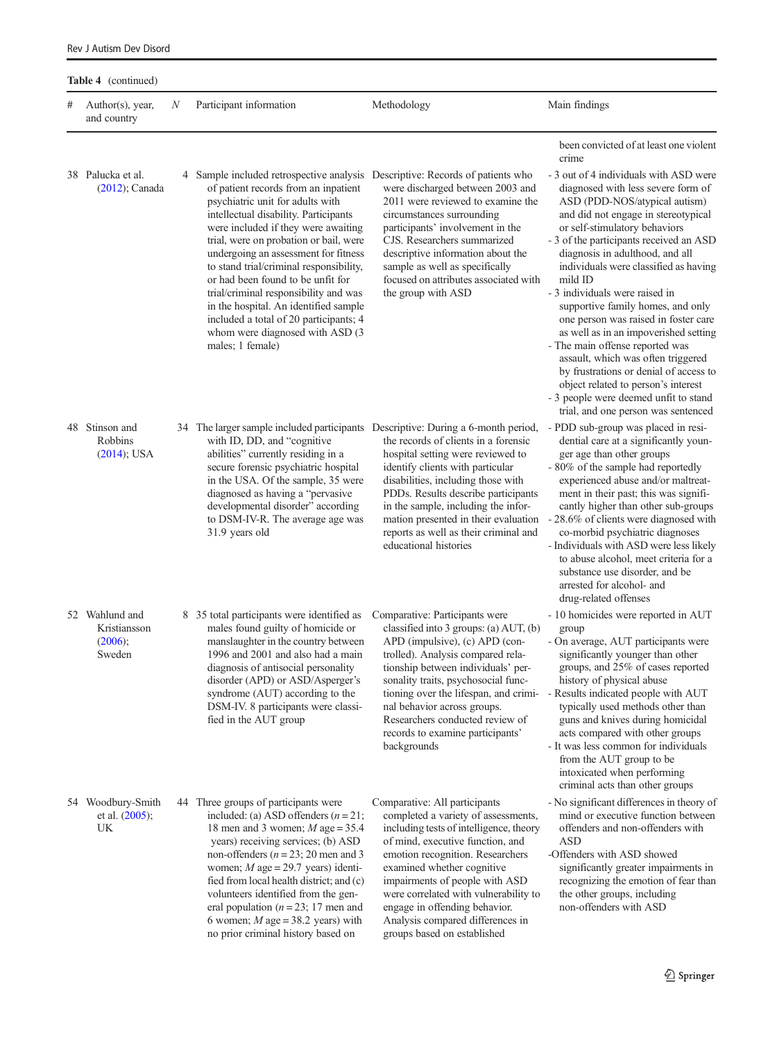**Table 4** (continued)

| # | Author(s), year, and country | N | Participant information | Methodology | Main findings |
|---|---|---|---|---|---|
| | | | | | been convicted of at least one violent crime |
| 38 | Palucka et al. (2012); Canada | 4 | Sample included retrospective analysis of patient records from an inpatient psychiatric unit for adults with intellectual disability. Participants were included if they were awaiting trial, were on probation or bail, were undergoing an assessment for fitness to stand trial/criminal responsibility, or had been found to be unfit for trial/criminal responsibility and was in the hospital. An identified sample included a total of 20 participants; 4 whom were diagnosed with ASD (3 males; 1 female) | Descriptive: Records of patients who were discharged between 2003 and 2011 were reviewed to examine the circumstances surrounding participants' involvement in the CJS. Researchers summarized descriptive information about the sample as well as specifically focused on attributes associated with the group with ASD | - 3 out of 4 individuals with ASD were diagnosed with less severe form of ASD (PDD-NOS/atypical autism) and did not engage in stereotypical or self-stimulatory behaviors<br>- 3 of the participants received an ASD diagnosis in adulthood, and all individuals were classified as having mild ID<br>- 3 individuals were raised in supportive family homes, and only one person was raised in foster care as well as in an impoverished setting<br>- The main offense reported was assault, which was often triggered by frustrations or denial of access to object related to person's interest<br>- 3 people were deemed unfit to stand trial, and one person was sentenced |
| 48 | Stinson and Robbins (2014); USA | 34 | The larger sample included participants with ID, DD, and "cognitive abilities" currently residing in a secure forensic psychiatric hospital in the USA. Of the sample, 35 were diagnosed as having a "pervasive developmental disorder" according to DSM-IV-R. The average age was 31.9 years old | Descriptive: During a 6-month period, the records of clients in a forensic hospital setting were reviewed to identify clients with particular disabilities, including those with PDDs. Results describe participants in the sample, including the information presented in their evaluation reports as well as their criminal and educational histories | - PDD sub-group was placed in residential care at a significantly younger age than other groups<br>- 80% of the sample had reportedly experienced abuse and/or maltreatment in their past; this was significantly higher than other sub-groups<br>- 28.6% of clients were diagnosed with co-morbid psychiatric diagnoses<br>- Individuals with ASD were less likely to abuse alcohol, meet criteria for a substance use disorder, and be arrested for alcohol- and drug-related offenses |
| 52 | Wahlund and Kristiansson (2006); Sweden | 8 | 35 total participants were identified as males found guilty of homicide or manslaughter in the country between 1996 and 2001 and also had a main diagnosis of antisocial personality disorder (APD) or ASD/Asperger's syndrome (AUT) according to the DSM-IV. 8 participants were classified in the AUT group | Comparative: Participants were classified into 3 groups: (a) AUT, (b) APD (impulsive), (c) APD (controlled). Analysis compared relationship between individuals' personality traits, psychosocial functioning over the lifespan, and criminal behavior across groups. Researchers conducted review of records to examine participants' backgrounds | - 10 homicides were reported in AUT group<br>- On average, AUT participants were significantly younger than other groups, and 25% of cases reported history of physical abuse<br>- Results indicated people with AUT typically used methods other than guns and knives during homicidal acts compared with other groups<br>- It was less common for individuals from the AUT group to be intoxicated when performing criminal acts than other groups |
| 54 | Woodbury-Smith et al. (2005); UK | 44 | Three groups of participants were included: (a) ASD offenders ($n = 21$; 18 men and 3 women; $M$ age = 35.4 years) receiving services; (b) ASD non-offenders ($n = 23$; 20 men and 3 women; $M$ age = 29.7 years) identified from local health district; and (c) volunteers identified from the general population ($n = 23$; 17 men and 6 women; $M$ age = 38.2 years) with no prior criminal history based on | Comparative: All participants completed a variety of assessments, including tests of intelligence, theory of mind, executive function, and emotion recognition. Researchers examined whether cognitive impairments of people with ASD were correlated with vulnerability to engage in offending behavior. Analysis compared differences in groups based on established | - No significant differences in theory of mind or executive function between offenders and non-offenders with ASD<br>-Offenders with ASD showed significantly greater impairments in recognizing the emotion of fear than the other groups, including non-offenders with ASD |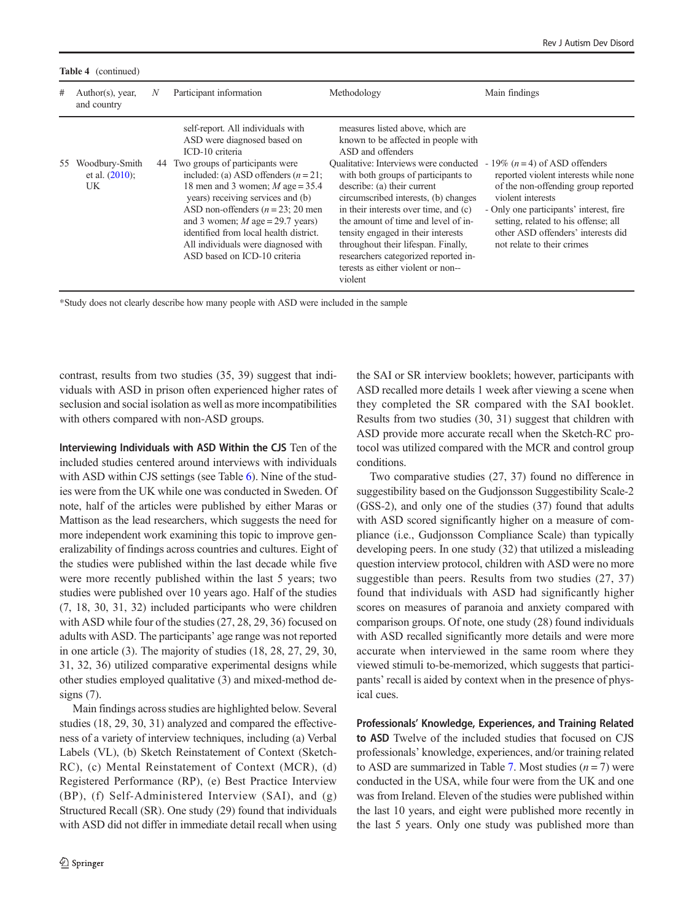**Table 4** (continued)

| # | Author(s), year, and country | N | Participant information | Methodology | Main findings |
|---|---|---|---|---|---|
| | | | self-report. All individuals with ASD were diagnosed based on ICD-10 criteria | measures listed above, which are known to be affected in people with ASD and offenders | |
| 55 | Woodbury-Smith et al. (2010); UK | 44 | Two groups of participants were included: (a) ASD offenders ($n = 21$; 18 men and 3 women; $M$ age = 35.4 years) receiving services and (b) ASD non-offenders ($n = 23$; 20 men and 3 women; $M$ age = 29.7 years) identified from local health district. All individuals were diagnosed with ASD based on ICD-10 criteria | Qualitative: Interviews were conducted with both groups of participants to describe: (a) their current circumscribed interests, (b) changes in their interests over time, and (c) the amount of time and level of intensity engaged in their interests throughout their lifespan. Finally, researchers categorized reported interests as either violent or non--violent | - 19% ($n = 4$) of ASD offenders reported violent interests while none of the non-offending group reported violent interests<br>- Only one participants' interest, fire setting, related to his offense; all other ASD offenders' interests did not relate to their crimes |

*Study does not clearly describe how many people with ASD were included in the sample

contrast, results from two studies (35, 39) suggest that individuals with ASD in prison often experienced higher rates of seclusion and social isolation as well as more incompatibilities with others compared with non-ASD groups.

**Interviewing Individuals with ASD Within the CJS** Ten of the included studies centered around interviews with individuals with ASD within CJS settings (see Table 6). Nine of the studies were from the UK while one was conducted in Sweden. Of note, half of the articles were published by either Maras or Mattison as the lead researchers, which suggests the need for more independent work examining this topic to improve generalizability of findings across countries and cultures. Eight of the studies were published within the last decade while five were more recently published within the last 5 years; two studies were published over 10 years ago. Half of the studies (7, 18, 30, 31, 32) included participants who were children with ASD while four of the studies (27, 28, 29, 36) focused on adults with ASD. The participants' age range was not reported in one article (3). The majority of studies (18, 28, 27, 29, 30, 31, 32, 36) utilized comparative experimental designs while other studies employed qualitative (3) and mixed-method designs (7).

Main findings across studies are highlighted below. Several studies (18, 29, 30, 31) analyzed and compared the effectiveness of a variety of interview techniques, including (a) Verbal Labels (VL), (b) Sketch Reinstatement of Context (Sketch-RC), (c) Mental Reinstatement of Context (MCR), (d) Registered Performance (RP), (e) Best Practice Interview (BP), (f) Self-Administered Interview (SAI), and (g) Structured Recall (SR). One study (29) found that individuals with ASD did not differ in immediate detail recall when using the SAI or SR interview booklets; however, participants with ASD recalled more details 1 week after viewing a scene when they completed the SR compared with the SAI booklet. Results from two studies (30, 31) suggest that children with ASD provide more accurate recall when the Sketch-RC protocol was utilized compared with the MCR and control group conditions.

Two comparative studies (27, 37) found no difference in suggestibility based on the Gudjonsson Suggestibility Scale-2 (GSS-2), and only one of the studies (37) found that adults with ASD scored significantly higher on a measure of compliance (i.e., Gudjonsson Compliance Scale) than typically developing peers. In one study (32) that utilized a misleading question interview protocol, children with ASD were no more suggestible than peers. Results from two studies (27, 37) found that individuals with ASD had significantly higher scores on measures of paranoia and anxiety compared with comparison groups. Of note, one study (28) found individuals with ASD recalled significantly more details and were more accurate when interviewed in the same room where they viewed stimuli to-be-memorized, which suggests that participants' recall is aided by context when in the presence of physical cues.

**Professionals' Knowledge, Experiences, and Training Related to ASD** Twelve of the included studies that focused on CJS professionals' knowledge, experiences, and/or training related to ASD are summarized in Table 7. Most studies ($n = 7$) were conducted in the USA, while four were from the UK and one was from Ireland. Eleven of the studies were published within the last 10 years, and eight were published more recently in the last 5 years. Only one study was published more than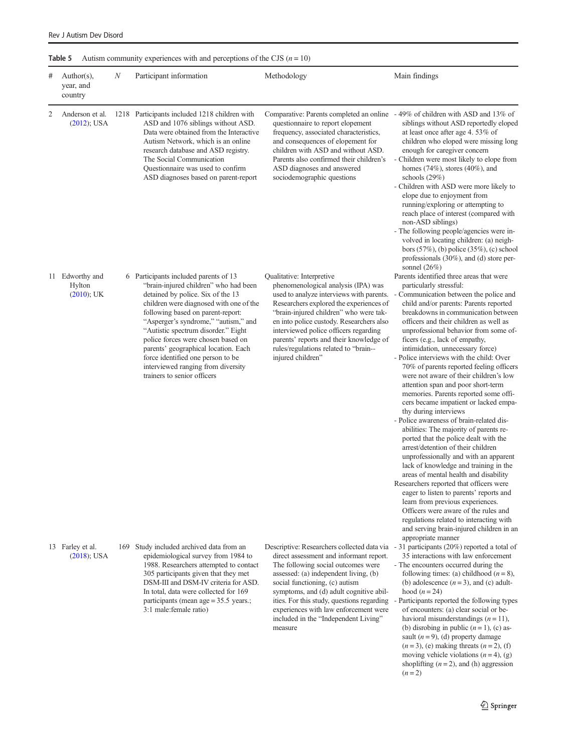**Table 5** Autism community experiences with and perceptions of the CJS (*n* = 10)

| # | Author(s), year, and country | *N* | Participant information | Methodology | Main findings |
|---|---|---|---|---|---|
| 2 | Anderson et al. (2012); USA | 1218 | Participants included 1218 children with ASD and 1076 siblings without ASD. Data were obtained from the Interactive Autism Network, which is an online research database and ASD registry. The Social Communication Questionnaire was used to confirm ASD diagnoses based on parent-report | Comparative: Parents completed an online questionnaire to report elopement frequency, associated characteristics, and consequences of elopement for children with ASD and without ASD. Parents also confirmed their children's ASD diagnoses and answered sociodemographic questions | - 49% of children with ASD and 13% of siblings without ASD reportedly eloped at least once after age 4. 53% of children who eloped were missing long enough for caregiver concern<br>- Children were most likely to elope from homes (74%), stores (40%), and schools (29%)<br>- Children with ASD were more likely to elope due to enjoyment from running/exploring or attempting to reach place of interest (compared with non-ASD siblings)<br>- The following people/agencies were involved in locating children: (a) neighbors (57%), (b) police (35%), (c) school professionals (30%), and (d) store personnel (26%) |
| 11 | Edworthy and Hylton (2010); UK | 6 | Participants included parents of 13 "brain-injured children" who had been detained by police. Six of the 13 children were diagnosed with one of the following based on parent-report: "Asperger's syndrome," "autism," and "Autistic spectrum disorder." Eight police forces were chosen based on parents' geographical location. Each force identified one person to be interviewed ranging from diversity trainers to senior officers | Qualitative: Interpretive phenomenological analysis (IPA) was used to analyze interviews with parents. Researchers explored the experiences of "brain-injured children" who were taken into police custody. Researchers also interviewed police officers regarding parents' reports and their knowledge of rules/regulations related to "brain-injured children" | Parents identified three areas that were particularly stressful:<br>- Communication between the police and child and/or parents: Parents reported breakdowns in communication between officers and their children as well as unprofessional behavior from some officers (e.g., lack of empathy, intimidation, unnecessary force)<br>- Police interviews with the child: Over 70% of parents reported feeling officers were not aware of their children's low attention span and poor short-term memories. Parents reported some officers became impatient or lacked empathy during interviews<br>- Police awareness of brain-related disabilities: The majority of parents reported that the police dealt with the arrest/detention of their children unprofessionally and with an apparent lack of knowledge and training in the areas of mental health and disability<br>Researchers reported that officers were eager to listen to parents' reports and learn from previous experiences. Officers were aware of the rules and regulations related to interacting with and serving brain-injured children in an appropriate manner |
| 13 | Farley et al. (2018); USA | 169 | Study included archived data from an epidemiological survey from 1984 to 1988. Researchers attempted to contact 305 participants given that they met DSM-III and DSM-IV criteria for ASD. In total, data were collected for 169 participants (mean age = 35.5 years.; 3:1 male:female ratio) | Descriptive: Researchers collected data via direct assessment and informant report. The following social outcomes were assessed: (a) independent living, (b) social functioning, (c) autism symptoms, and (d) adult cognitive abilities. For this study, questions regarding experiences with law enforcement were included in the "Independent Living" measure | - 31 participants (20%) reported a total of 35 interactions with law enforcement<br>- The encounters occurred during the following times: (a) childhood (*n* = 8), (b) adolescence (*n* = 3), and (c) adulthood (*n* = 24)<br>- Participants reported the following types of encounters: (a) clear social or behavioral misunderstandings (*n* = 11), (b) disrobing in public (*n* = 1), (c) assault (*n* = 9), (d) property damage (*n* = 3), (e) making threats (*n* = 2), (f) moving vehicle violations (*n* = 4), (g) shoplifting (*n* = 2), and (h) aggression (*n* = 2) |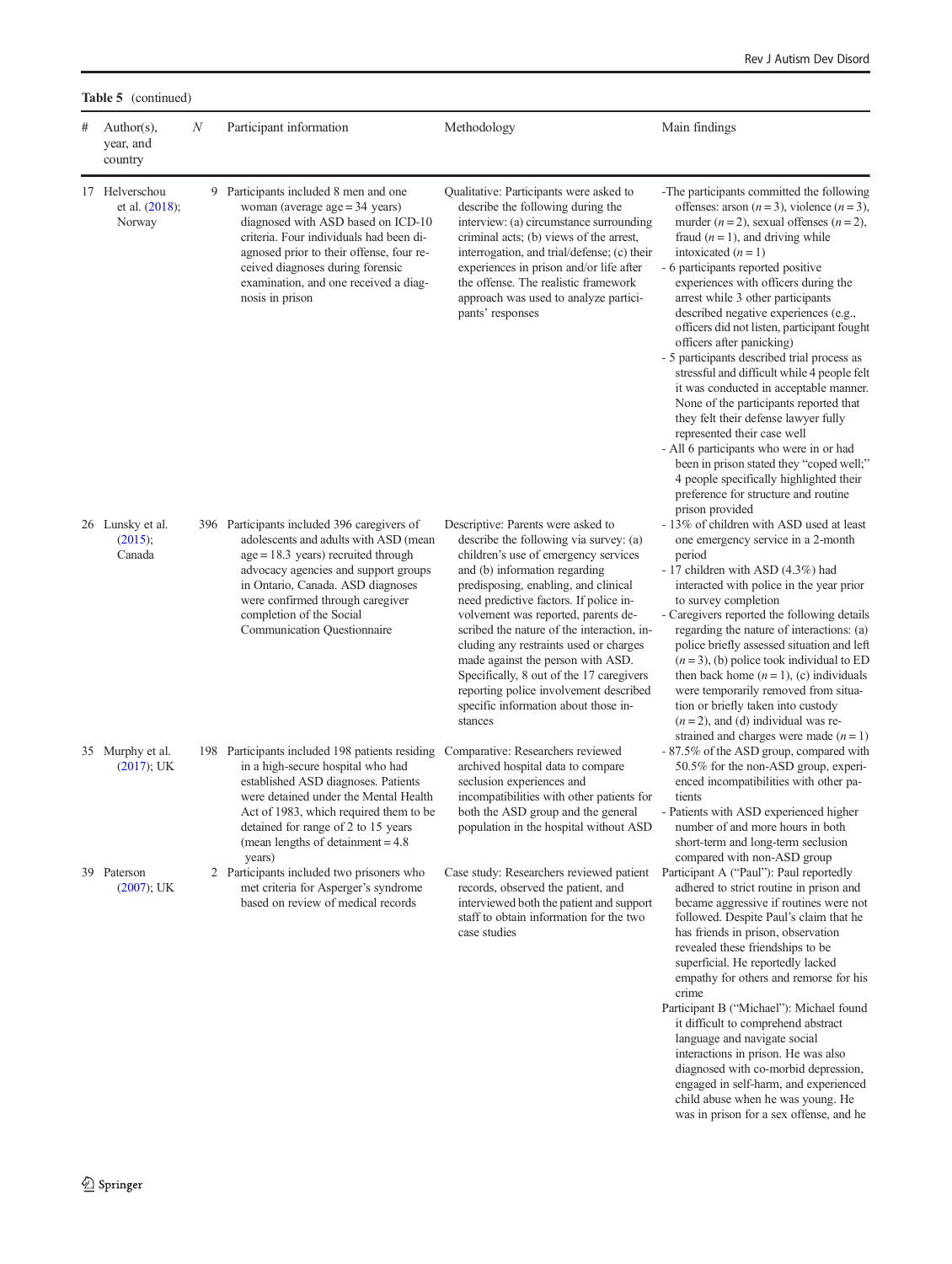**Table 5** (continued)

| # | Author(s), year, and country | *N* | Participant information | Methodology | Main findings |
|---|---|---|---|---|---|
| 17 | Helverschou et al. (2018); Norway | 9 | Participants included 8 men and one woman (average age = 34 years) diagnosed with ASD based on ICD-10 criteria. Four individuals had been diagnosed prior to their offense, four received diagnoses during forensic examination, and one received a diagnosis in prison | Qualitative: Participants were asked to describe the following during the interview: (a) circumstance surrounding criminal acts; (b) views of the arrest, interrogation, and trial/defense; (c) their experiences in prison and/or life after the offense. The realistic framework approach was used to analyze participants' responses | -The participants committed the following offenses: arson (*n* = 3), violence (*n* = 3), murder (*n* = 2), sexual offenses (*n* = 2), fraud (*n* = 1), and driving while intoxicated (*n* = 1)<br>- 6 participants reported positive experiences with officers during the arrest while 3 other participants described negative experiences (e.g., officers did not listen, participant fought officers after panicking)<br>- 5 participants described trial process as stressful and difficult while 4 people felt it was conducted in acceptable manner. None of the participants reported that they felt their defense lawyer fully represented their case well<br>- All 6 participants who were in or had been in prison stated they "coped well;" 4 people specifically highlighted their preference for structure and routine prison provided |
| 26 | Lunsky et al. (2015); Canada | 396 | Participants included 396 caregivers of adolescents and adults with ASD (mean age = 18.3 years) recruited through advocacy agencies and support groups in Ontario, Canada. ASD diagnoses were confirmed through caregiver completion of the Social Communication Questionnaire | Descriptive: Parents were asked to describe the following via survey: (a) children's use of emergency services and (b) information regarding predisposing, enabling, and clinical need predictive factors. If police involvement was reported, parents described the nature of the interaction, including any restraints used or charges made against the person with ASD. Specifically, 8 out of the 17 caregivers reporting police involvement described specific information about those instances | - 13% of children with ASD used at least one emergency service in a 2-month period<br>- 17 children with ASD (4.3%) had interacted with police in the year prior to survey completion<br>- Caregivers reported the following details regarding the nature of interactions: (a) police briefly assessed situation and left (*n* = 3), (b) police took individual to ED then back home (*n* = 1), (c) individuals were temporarily removed from situation or briefly taken into custody (*n* = 2), and (d) individual was restrained and charges were made (*n* = 1) |
| 35 | Murphy et al. (2017); UK | 198 | Participants included 198 patients residing in a high-secure hospital who had established ASD diagnoses. Patients were detained under the Mental Health Act of 1983, which required them to be detained for range of 2 to 15 years (mean lengths of detainment = 4.8 years) | Comparative: Researchers reviewed archived hospital data to compare seclusion experiences and incompatibilities with other patients for both the ASD group and the general population in the hospital without ASD | - 87.5% of the ASD group, compared with 50.5% for the non-ASD group, experienced incompatibilities with other patients<br>- Patients with ASD experienced higher number of and more hours in both short-term and long-term seclusion compared with non-ASD group |
| 39 | Paterson (2007); UK | 2 | Participants included two prisoners who met criteria for Asperger's syndrome based on review of medical records | Case study: Researchers reviewed patient records, observed the patient, and interviewed both the patient and support staff to obtain information for the two case studies | Participant A ("Paul"): Paul reportedly adhered to strict routine in prison and became aggressive if routines were not followed. Despite Paul's claim that he has friends in prison, observation revealed these friendships to be superficial. He reportedly lacked empathy for others and remorse for his crime<br>Participant B ("Michael"): Michael found it difficult to comprehend abstract language and navigate social interactions in prison. He was also diagnosed with co-morbid depression, engaged in self-harm, and experienced child abuse when he was young. He was in prison for a sex offense, and he |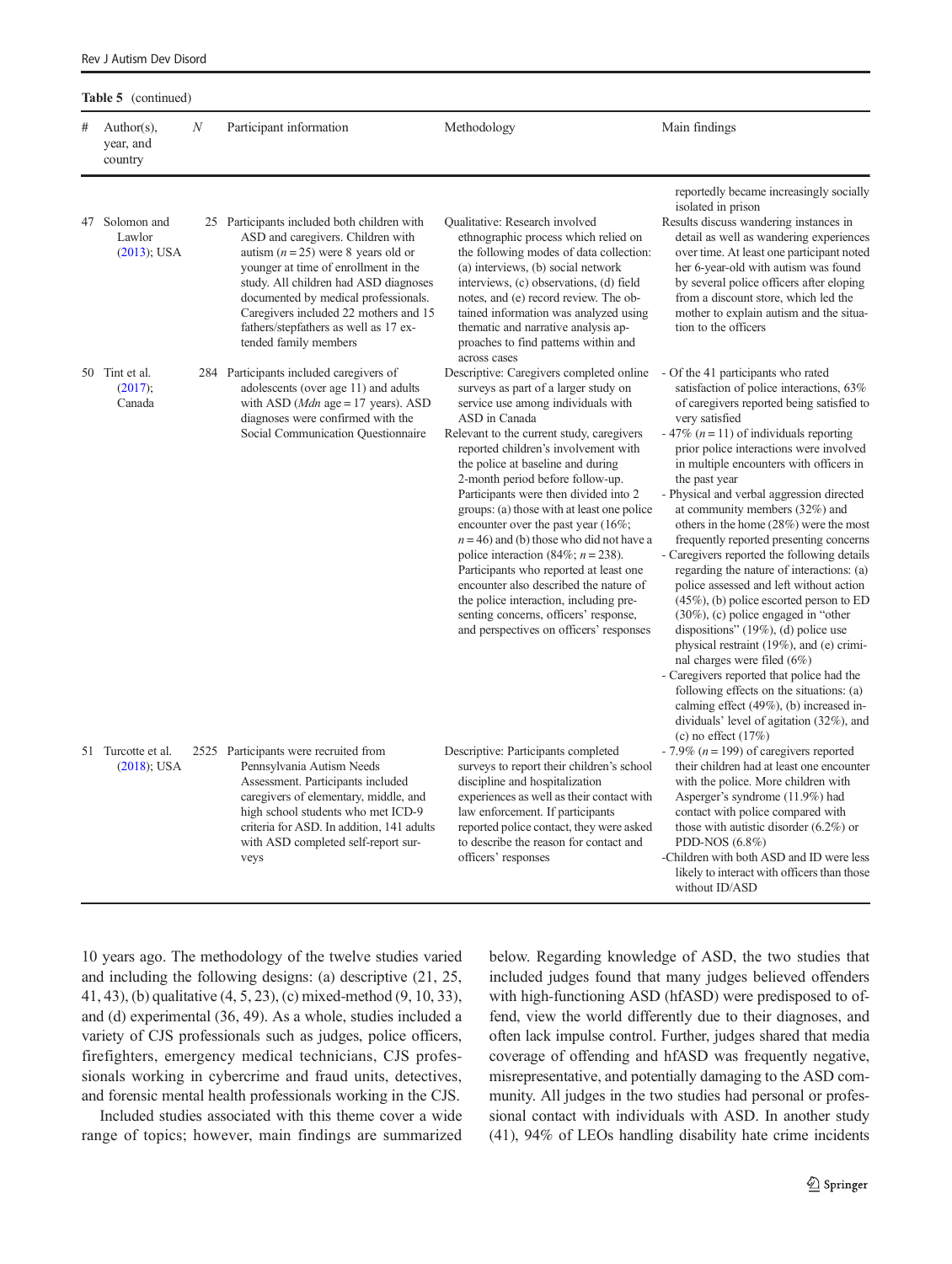**Table 5** (continued)

| # | Author(s), year, and country | *N* | Participant information | Methodology | Main findings |
|---|---|---|---|---|---|
| | | | | | reportedly became increasingly socially isolated in prison |
| 47 | Solomon and Lawlor (2013); USA | 25 | Participants included both children with ASD and caregivers. Children with autism (*n* = 25) were 8 years old or younger at time of enrollment in the study. All children had ASD diagnoses documented by medical professionals. Caregivers included 22 mothers and 15 fathers/stepfathers as well as 17 extended family members | Qualitative: Research involved ethnographic process which relied on the following modes of data collection: (a) interviews, (b) social network interviews, (c) observations, (d) field notes, and (e) record review. The obtained information was analyzed using thematic and narrative analysis approaches to find patterns within and across cases | Results discuss wandering instances in detail as well as wandering experiences over time. At least one participant noted her 6-year-old with autism was found by several police officers after eloping from a discount store, which led the mother to explain autism and the situation to the officers |
| 50 | Tint et al. (2017); Canada | 284 | Participants included caregivers of adolescents (over age 11) and adults with ASD (*Mdn* age = 17 years). ASD diagnoses were confirmed with the Social Communication Questionnaire | Descriptive: Caregivers completed online surveys as part of a larger study on service use among individuals with ASD in Canada<br>Relevant to the current study, caregivers reported children's involvement with the police at baseline and during 2-month period before follow-up. Participants were then divided into 2 groups: (a) those with at least one police encounter over the past year (16%; *n* = 46) and (b) those who did not have a police interaction (84%; *n* = 238). Participants who reported at least one encounter also described the nature of the police interaction, including presenting concerns, officers' response, and perspectives on officers' responses | - Of the 41 participants who rated satisfaction of police interactions, 63% of caregivers reported being satisfied to very satisfied<br>- 47% (*n* = 11) of individuals reporting prior police interactions were involved in multiple encounters with officers in the past year<br>- Physical and verbal aggression directed at community members (32%) and others in the home (28%) were the most frequently reported presenting concerns<br>- Caregivers reported the following details regarding the nature of interactions: (a) police assessed and left without action (45%), (b) police escorted person to ED (30%), (c) police engaged in "other dispositions" (19%), (d) police use physical restraint (19%), and (e) criminal charges were filed (6%)<br>- Caregivers reported that police had the following effects on the situations: (a) calming effect (49%), (b) increased individuals' level of agitation (32%), and (c) no effect (17%) |
| 51 | Turcotte et al. (2018); USA | 2525 | Participants were recruited from Pennsylvania Autism Needs Assessment. Participants included caregivers of elementary, middle, and high school students who met ICD-9 criteria for ASD. In addition, 141 adults with ASD completed self-report surveys | Descriptive: Participants completed surveys to report their children's school discipline and hospitalization experiences as well as their contact with law enforcement. If participants reported police contact, they were asked to describe the reason for contact and officers' responses | - 7.9% (*n* = 199) of caregivers reported their children had at least one encounter with the police. More children with Asperger's syndrome (11.9%) had contact with police compared with those with autistic disorder (6.2%) or PDD-NOS (6.8%)<br>-Children with both ASD and ID were less likely to interact with officers than those without ID/ASD |

10 years ago. The methodology of the twelve studies varied and including the following designs: (a) descriptive (21, 25, 41, 43), (b) qualitative (4, 5, 23), (c) mixed-method (9, 10, 33), and (d) experimental (36, 49). As a whole, studies included a variety of CJS professionals such as judges, police officers, firefighters, emergency medical technicians, CJS professionals working in cybercrime and fraud units, detectives, and forensic mental health professionals working in the CJS.

Included studies associated with this theme cover a wide range of topics; however, main findings are summarized below. Regarding knowledge of ASD, the two studies that included judges found that many judges believed offenders with high-functioning ASD (hfASD) were predisposed to offend, view the world differently due to their diagnoses, and often lack impulse control. Further, judges shared that media coverage of offending and hfASD was frequently negative, misrepresentative, and potentially damaging to the ASD community. All judges in the two studies had personal or professional contact with individuals with ASD. In another study (41), 94% of LEOs handling disability hate crime incidents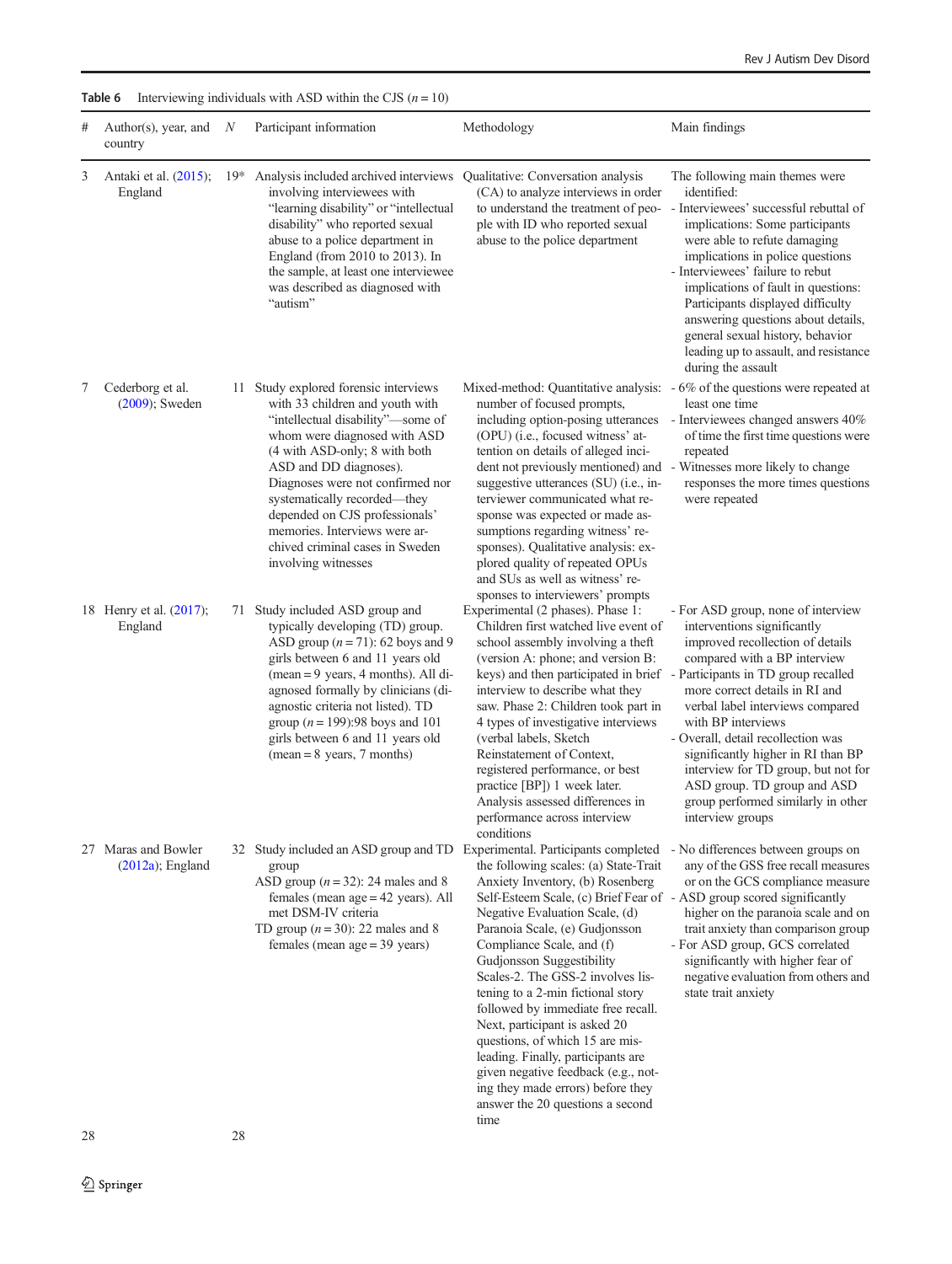**Table 6** Interviewing individuals with ASD within the CJS ($n = 10$)

| # | Author(s), year, and country | N | Participant information | Methodology | Main findings |
|---|---|---|---|---|---|
| 3 | Antaki et al. (2015); England | 19* | Analysis included archived interviews involving interviewees with "learning disability" or "intellectual disability" who reported sexual abuse to a police department in England (from 2010 to 2013). In the sample, at least one interviewee was described as diagnosed with "autism" | Qualitative: Conversation analysis (CA) to analyze interviews in order to understand the treatment of people with ID who reported sexual abuse to the police department | The following main themes were identified:<br>- Interviewees' successful rebuttal of implications: Some participants were able to refute damaging implications in police questions<br>- Interviewees' failure to rebut implications of fault in questions: Participants displayed difficulty answering questions about details, general sexual history, behavior leading up to assault, and resistance during the assault |
| 7 | Cederborg et al. (2009); Sweden | 11 | Study explored forensic interviews with 33 children and youth with "intellectual disability"—some of whom were diagnosed with ASD (4 with ASD-only; 8 with both ASD and DD diagnoses). Diagnoses were not confirmed nor systematically recorded—they depended on CJS professionals' memories. Interviews were archived criminal cases in Sweden involving witnesses | Mixed-method: Quantitative analysis: number of focused prompts, including option-posing utterances (OPU) (i.e., focused witness' attention on details of alleged incident not previously mentioned) and suggestive utterances (SU) (i.e., interviewer communicated what response was expected or made assumptions regarding witness' responses). Qualitative analysis: explored quality of repeated OPUs and SUs as well as witness' responses to interviewers' prompts | - 6% of the questions were repeated at least one time<br>- Interviewees changed answers 40% of time the first time questions were repeated<br>- Witnesses more likely to change responses the more times questions were repeated |
| 18 | Henry et al. (2017); England | 71 | Study included ASD group and typically developing (TD) group. ASD group ($n = 71$): 62 boys and 9 girls between 6 and 11 years old (mean = 9 years, 4 months). All diagnosed formally by clinicians (diagnostic criteria not listed). TD group ($n = 199$):98 boys and 101 girls between 6 and 11 years old (mean = 8 years, 7 months) | Experimental (2 phases). Phase 1: Children first watched live event of school assembly involving a theft (version A: phone; and version B: keys) and then participated in brief interview to describe what they saw. Phase 2: Children took part in 4 types of investigative interviews (verbal labels, Sketch Reinstatement of Context, registered performance, or best practice [BP]) 1 week later. Analysis assessed differences in performance across interview conditions | - For ASD group, none of interview interventions significantly improved recollection of details compared with a BP interview<br>- Participants in TD group recalled more correct details in RI and verbal label interviews compared with BP interviews<br>- Overall, detail recollection was significantly higher in RI than BP interview for TD group, but not for ASD group. TD group and ASD group performed similarly in other interview groups |
| 27 | Maras and Bowler (2012a); England | 32 | Study included an ASD group and TD group<br>ASD group ($n = 32$): 24 males and 8 females (mean age = 42 years). All met DSM-IV criteria<br>TD group ($n = 30$): 22 males and 8 females (mean age = 39 years) | Experimental. Participants completed the following scales: (a) State-Trait Anxiety Inventory, (b) Rosenberg Self-Esteem Scale, (c) Brief Fear of Negative Evaluation Scale, (d) Paranoia Scale, (e) Gudjonsson Compliance Scale, and (f) Gudjonsson Suggestibility Scales-2. The GSS-2 involves listening to a 2-min fictional story followed by immediate free recall. Next, participant is asked 20 questions, of which 15 are misleading. Finally, participants are given negative feedback (e.g., noting they made errors) before they answer the 20 questions a second time | - No differences between groups on any of the GSS free recall measures or on the GCS compliance measure<br>- ASD group scored significantly higher on the paranoia scale and on trait anxiety than comparison group<br>- For ASD group, GCS correlated significantly with higher fear of negative evaluation from others and state trait anxiety |
| 28 | | 28 | | | |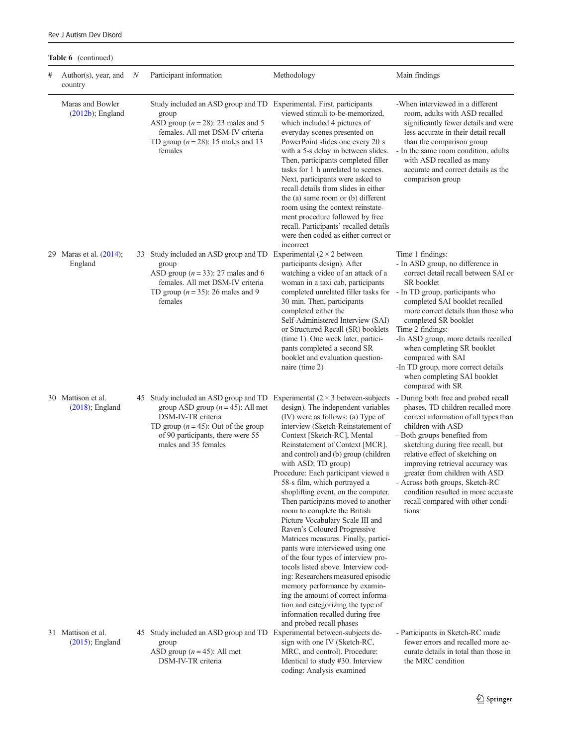**Table 6** (continued)

| # | Author(s), year, and country | N | Participant information | Methodology | Main findings |
|---|---|---|---|---|---|
| | Maras and Bowler (2012b); England | | Study included an ASD group and TD group<br>ASD group (*n* = 28): 23 males and 5 females. All met DSM-IV criteria<br>TD group (*n* = 28): 15 males and 13 females | Experimental. First, participants viewed stimuli to-be-memorized, which included 4 pictures of everyday scenes presented on PowerPoint slides one every 20 s with a 5-s delay in between slides. Then, participants completed filler tasks for 1 h unrelated to scenes. Next, participants were asked to recall details from slides in either the (a) same room or (b) different room using the context reinstatement procedure followed by free recall. Participants' recalled details were then coded as either correct or incorrect | -When interviewed in a different room, adults with ASD recalled significantly fewer details and were less accurate in their detail recall than the comparison group<br>- In the same room condition, adults with ASD recalled as many accurate and correct details as the comparison group |
| 29 | Maras et al. (2014); England | 33 | Study included an ASD group and TD group<br>ASD group (*n* = 33): 27 males and 6 females. All met DSM-IV criteria<br>TD group (*n* = 35): 26 males and 9 females | Experimental (2 × 2 between participants design). After watching a video of an attack of a woman in a taxi cab, participants completed unrelated filler tasks for 30 min. Then, participants completed either the Self-Administered Interview (SAI) or Structured Recall (SR) booklets (time 1). One week later, participants completed a second SR booklet and evaluation questionnaire (time 2) | Time 1 findings:<br>- In ASD group, no difference in correct detail recall between SAI or SR booklet<br>- In TD group, participants who completed SAI booklet recalled more correct details than those who completed SR booklet<br>Time 2 findings:<br>-In ASD group, more details recalled when completing SR booklet compared with SAI<br>-In TD group, more correct details when completing SAI booklet compared with SR |
| 30 | Mattison et al. (2018); England | 45 | Study included an ASD group and TD group ASD group (*n* = 45): All met DSM-IV-TR criteria<br>TD group (*n* = 45): Out of the group of 90 participants, there were 55 males and 35 females | Experimental (2 × 3 between-subjects design). The independent variables (IV) were as follows: (a) Type of interview (Sketch-Reinstatement of Context [Sketch-RC], Mental Reinstatement of Context [MCR], and control) and (b) group (children with ASD; TD group)<br>Procedure: Each participant viewed a 58-s film, which portrayed a shoplifting event, on the computer. Then participants moved to another room to complete the British Picture Vocabulary Scale III and Raven's Coloured Progressive Matrices measures. Finally, participants were interviewed using one of the four types of interview protocols listed above. Interview coding: Researchers measured episodic memory performance by examining the amount of correct information and categorizing the type of information recalled during free and probed recall phases | - During both free and probed recall phases, TD children recalled more correct information of all types than children with ASD<br>- Both groups benefited from sketching during free recall, but relative effect of sketching on improving retrieval accuracy was greater from children with ASD<br>- Across both groups, Sketch-RC condition resulted in more accurate recall compared with other conditions |
| 31 | Mattison et al. (2015); England | 45 | Study included an ASD group and TD group<br>ASD group (*n* = 45): All met DSM-IV-TR criteria | Experimental between-subjects design with one IV (Sketch-RC, MRC, and control). Procedure: Identical to study #30. Interview coding: Analysis examined | - Participants in Sketch-RC made fewer errors and recalled more accurate details in total than those in the MRC condition |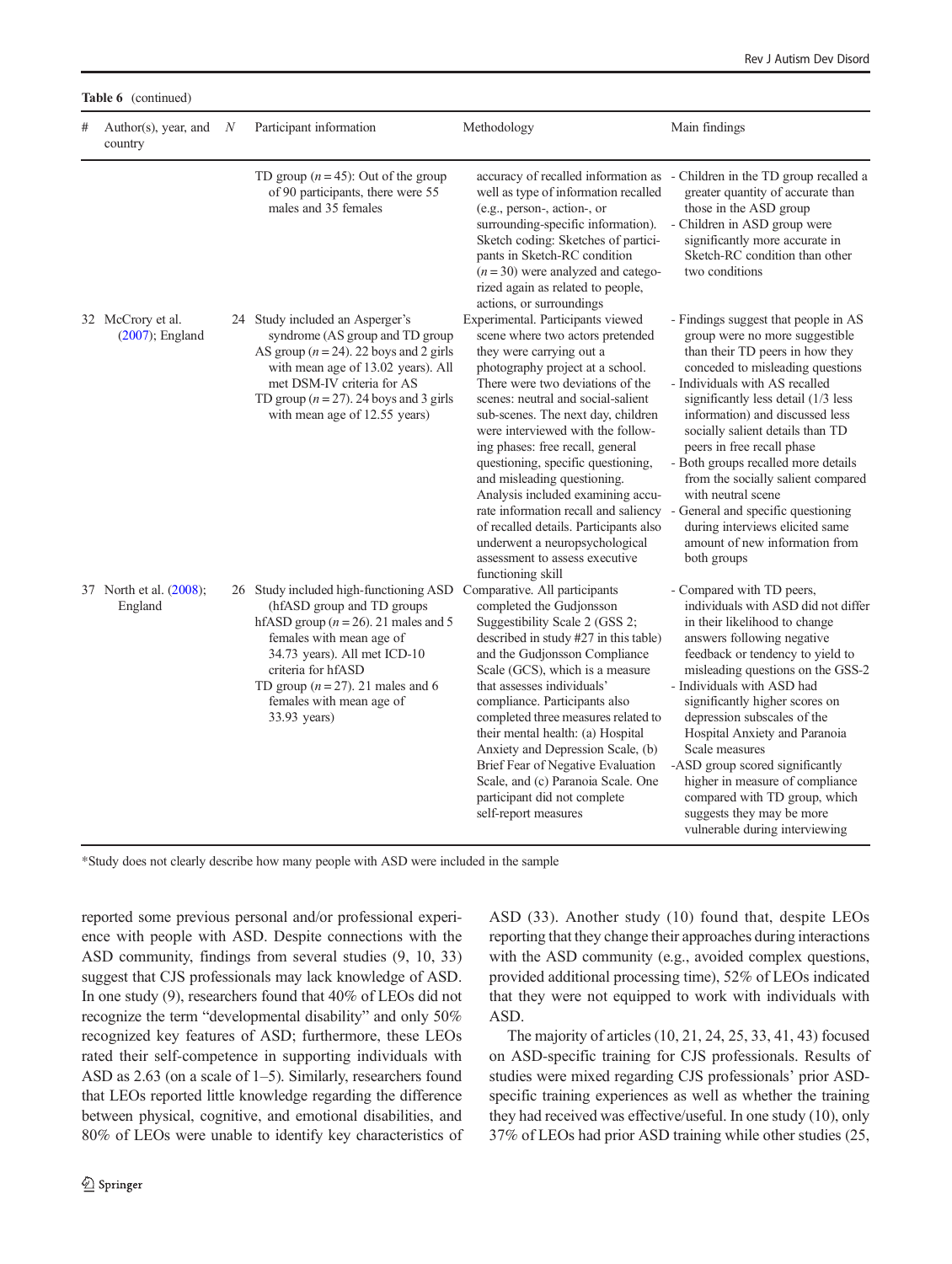**Table 6** (continued)

| # | Author(s), year, and country | N | Participant information | Methodology | Main findings |
|---|---|---|---|---|---|
| | | | TD group (*n* = 45): Out of the group of 90 participants, there were 55 males and 35 females | accuracy of recalled information as well as type of information recalled (e.g., person-, action-, or surrounding-specific information). Sketch coding: Sketches of participants in Sketch-RC condition (*n* = 30) were analyzed and categorized again as related to people, actions, or surroundings | - Children in the TD group recalled a greater quantity of accurate than those in the ASD group<br>- Children in ASD group were significantly more accurate in Sketch-RC condition than other two conditions |
| 32 | McCrory et al. (2007); England | 24 | Study included an Asperger's syndrome (AS group and TD group<br>AS group (*n* = 24). 22 boys and 2 girls with mean age of 13.02 years). All met DSM-IV criteria for AS<br>TD group (*n* = 27). 24 boys and 3 girls with mean age of 12.55 years) | Experimental. Participants viewed scene where two actors pretended they were carrying out a photography project at a school. There were two deviations of the scenes: neutral and social-salient sub-scenes. The next day, children were interviewed with the following phases: free recall, general questioning, specific questioning, and misleading questioning. Analysis included examining accurate information recall and saliency of recalled details. Participants also underwent a neuropsychological assessment to assess executive functioning skill | - Findings suggest that people in AS group were no more suggestible than their TD peers in how they conceded to misleading questions<br>- Individuals with AS recalled significantly less detail (1/3 less information) and discussed less socially salient details than TD peers in free recall phase<br>- Both groups recalled more details from the socially salient compared with neutral scene<br>- General and specific questioning during interviews elicited same amount of new information from both groups |
| 37 | North et al. (2008); England | 26 | Study included high-functioning ASD (hfASD group and TD groups<br>hfASD group (*n* = 26). 21 males and 5 females with mean age of 34.73 years). All met ICD-10 criteria for hfASD<br>TD group (*n* = 27). 21 males and 6 females with mean age of 33.93 years) | Comparative. All participants completed the Gudjonsson Suggestibility Scale 2 (GSS 2; described in study #27 in this table) and the Gudjonsson Compliance Scale (GCS), which is a measure that assesses individuals' compliance. Participants also completed three measures related to their mental health: (a) Hospital Anxiety and Depression Scale, (b) Brief Fear of Negative Evaluation Scale, and (c) Paranoia Scale. One participant did not complete self-report measures | - Compared with TD peers, individuals with ASD did not differ in their likelihood to change answers following negative feedback or tendency to yield to misleading questions on the GSS-2<br>- Individuals with ASD had significantly higher scores on depression subscales of the Hospital Anxiety and Paranoia Scale measures<br>-ASD group scored significantly higher in measure of compliance compared with TD group, which suggests they may be more vulnerable during interviewing |

*Study does not clearly describe how many people with ASD were included in the sample

reported some previous personal and/or professional experience with people with ASD. Despite connections with the ASD community, findings from several studies (9, 10, 33) suggest that CJS professionals may lack knowledge of ASD. In one study (9), researchers found that 40% of LEOs did not recognize the term "developmental disability" and only 50% recognized key features of ASD; furthermore, these LEOs rated their self-competence in supporting individuals with ASD as 2.63 (on a scale of 1–5). Similarly, researchers found that LEOs reported little knowledge regarding the difference between physical, cognitive, and emotional disabilities, and 80% of LEOs were unable to identify key characteristics of ASD (33). Another study (10) found that, despite LEOs reporting that they change their approaches during interactions with the ASD community (e.g., avoided complex questions, provided additional processing time), 52% of LEOs indicated that they were not equipped to work with individuals with ASD.

The majority of articles (10, 21, 24, 25, 33, 41, 43) focused on ASD-specific training for CJS professionals. Results of studies were mixed regarding CJS professionals' prior ASD-specific training experiences as well as whether the training they had received was effective/useful. In one study (10), only 37% of LEOs had prior ASD training while other studies (25,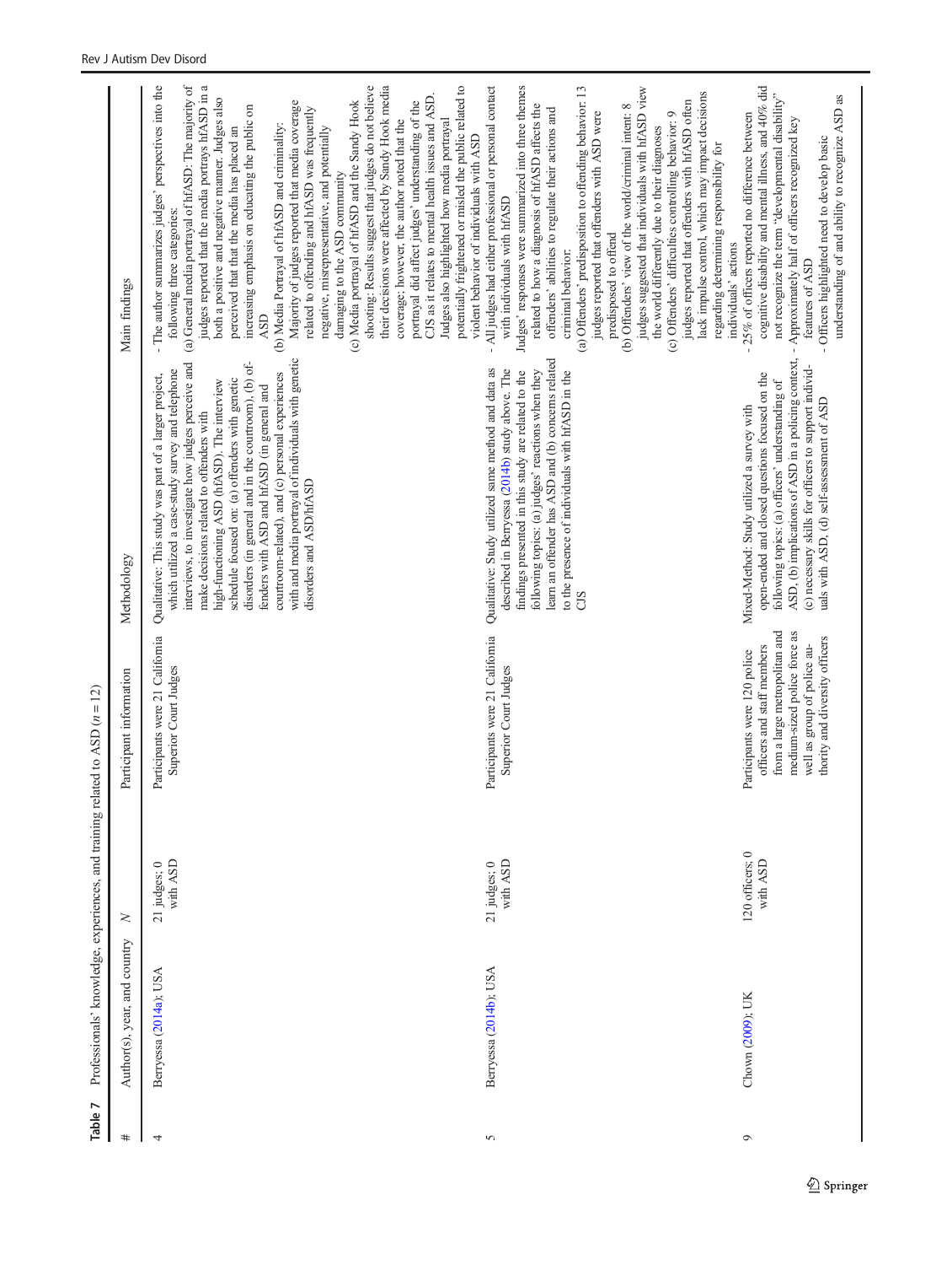**Table 7** Professionals' knowledge, experiences, and training related to ASD ($n = 12$)

| # | Author(s), year, and country | N | Participant information | Methodology | Main findings |
|---|---|---|---|---|---|
| 4 | Berryessa (2014a); USA | 21 judges; 0 with ASD | Participants were 21 California Superior Court Judges | Qualitative: This study was part of a larger project, which utilized a case-study survey and telephone interviews, to investigate how judges perceive and make decisions related to offenders with high-functioning ASD (hfASD). The interview schedule focused on: (a) offenders with genetic disorders (in general and in the courtroom), (b) offenders with ASD and hfASD (in general and courtroom-related), and (c) personal experiences with and media portrayal of individuals with genetic disorders and ASD/hfASD | - The author summarizes judges' perspectives into the following three categories:<br>(a) General media portrayal of hfASD: The majority of judges reported that the media portrays hfASD in a both a positive and negative manner. Judges also perceived that the media has placed an increasing emphasis on educating the public on ASD<br>(b) Media Portrayal of hfASD and criminality: Majority of judges reported that media coverage related to offending and hfASD was frequently negative, misrepresentative, and potentially damaging to the ASD community<br>(c) Media portrayal of hfASD and the Sandy Hook shooting: Results suggest that judges do not believe their decisions were affected by Sandy Hook media coverage; however, the author noted that the portrayal did affect judges' understanding of the CJS as it relates to mental health issues and ASD. Judges also highlighted how media portrayal potentially frightened or misled the public related to violent behavior of individuals with ASD |
| 5 | Berryessa (2014b); USA | 21 judges; 0 with ASD | Participants were 21 California Superior Court Judges | Qualitative: Study utilized same method and data as described in Berryessa (2014b) study above. The findings presented in this study are related to the following topics: (a) judges' reactions when they learn an offender has ASD and (b) concerns related to the presence of individuals with hfASD in the CJS | - All judges had either professional or personal contact with individuals with hfASD<br>Judges' responses were summarized into three themes related to how a diagnosis of hfASD affects the offenders' abilities to regulate their actions and criminal behavior:<br>(a) Offenders' predisposition to offending behavior: 13 judges reported that offenders with ASD were predisposed to offend<br>(b) Offenders' view of the world/criminal intent: 8 judges suggested that individuals with hfASD view the world differently due to their diagnoses<br>(c) Offenders' difficulties controlling behavior: 9 judges reported that offenders with hfASD often lack impulse control, which may impact decisions regarding determining responsibility for individuals' actions |
| 9 | Chown (2009); UK | 120 officers; 0 with ASD | Participants were 120 police officers and staff members from a large metropolitan and medium-sized police force as well as group of police authority and diversity officers | Mixed-Method: Study utilized a survey with open-ended and closed questions focused on the following topics: (a) officers' understanding of ASD, (b) implications of ASD in a policing context, (c) necessary skills for officers to support individuals with ASD, (d) self-assessment of ASD | - 25% of officers reported no difference between cognitive disability and mental illness, and 40% did not recognize the term "developmental disability"<br>- Approximately half of officers recognized key features of ASD<br>- Officers highlighted need to develop basic understanding of and ability to recognize ASD as |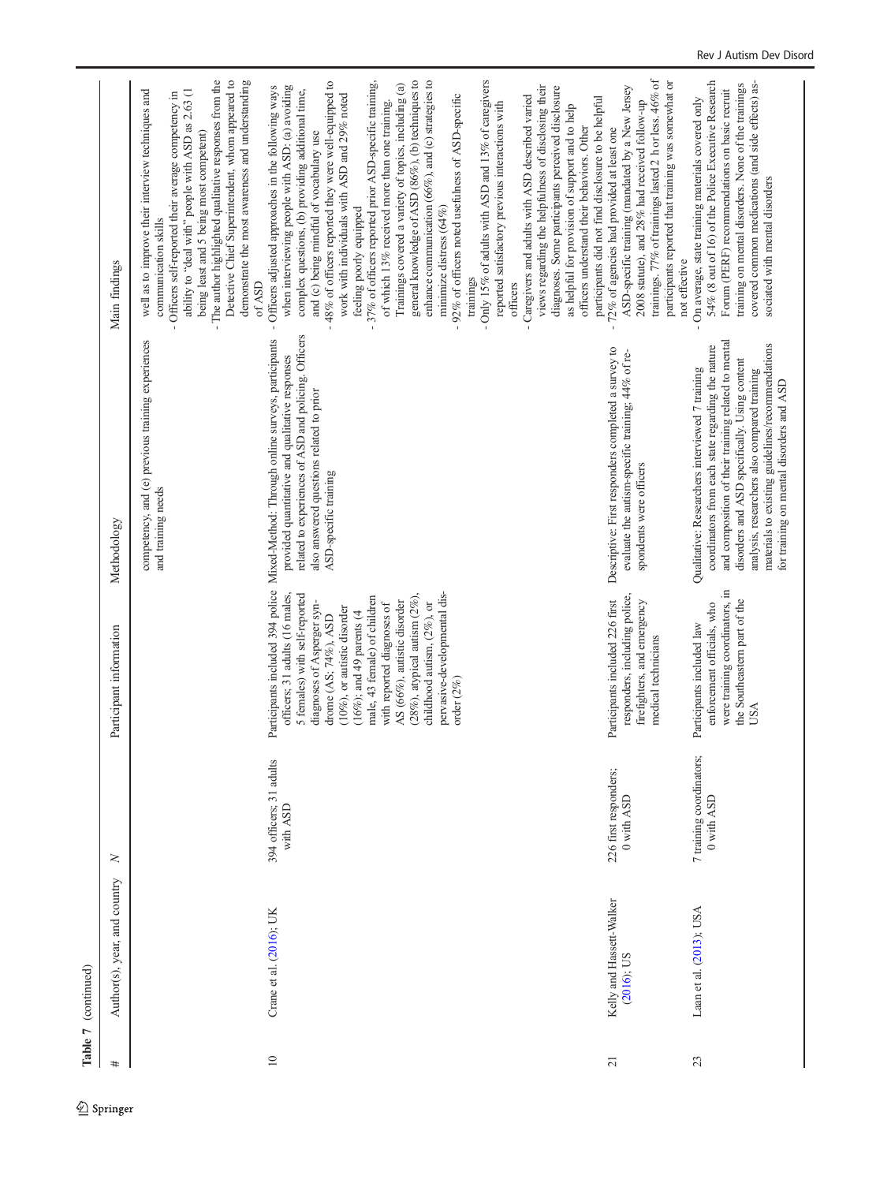**Table 7** (continued)

| # | Author(s), year, and country | N | Participant information | Methodology | Main findings |
|---|---|---|---|---|---|
| | | | | competency, and (e) previous training experiences and training needs | well as to improve their interview techniques and communication skills<br>- Officers self-reported their average competency in ability to "deal with" people with ASD as 2.63 (1 being least and 5 being most competent)<br>- The author highlighted qualitative responses from the Detective Chief Superintendent, whom appeared to demonstrate the most awareness and understanding of ASD |
| 10 | Crane et al. (2016); UK | 394 officers; 31 adults with ASD | Participants included 394 police officers; 31 adults (16 males, 5 females) with self-reported diagnoses of Asperger syndrome (AS; 74%), ASD (10%), or autistic disorder (16%); and 49 parents (4 male, 43 female) of children with reported diagnoses of AS (66%), autistic disorder (28%), atypical autism (2%), childhood autism, (2%), or pervasive-developmental disorder (2%) | Mixed-Method: Through online surveys, participants provided quantitative and qualitative responses related to experiences of ASD and policing. Officers also answered questions related to prior ASD-specific training | - Officers adjusted approaches in the following ways when interviewing people with ASD: (a) avoiding complex questions, (b) providing additional time, and (c) being mindful of vocabulary use<br>- 48% of officers reported they were well-equipped to work with individuals with ASD and 29% noted feeling poorly equipped<br>- 37% of officers reported prior ASD-specific training, of which 13% received more than one training. Trainings covered a variety of topics, including (a) general knowledge of ASD (86%), (b) techniques to enhance communication (66%), and (c) strategies to minimize distress (64%)<br>- 92% of officers noted usefulness of ASD-specific trainings<br>- Only 15% of adults with ASD and 13% of caregivers reported satisfactory previous interactions with officers<br>- Caregivers and adults with ASD described varied views regarding the helpfulness of disclosing their diagnoses. Some participants perceived disclosure as helpful for provision of support and to help officers understand their behaviors. Other participants did not find disclosure to be helpful |
| 21 | Kelly and Hassett-Walker (2016); US | 226 first responders; 0 with ASD | Participants included 226 first responders, including police, firefighters, and emergency medical technicians | Descriptive: First responders completed a survey to evaluate the autism-specific training; 44% of respondents were officers | - 72% of agencies had provided at least one ASD-specific training (mandated by a New Jersey 2008 statute), and 28% had received follow-up trainings. 77% of trainings lasted 2 h or less. 46% of participants reported that training was somewhat or not effective |
| 23 | Laan et al. (2013); USA | 7 training coordinators; 0 with ASD | Participants included law enforcement officials, who were training coordinators, in the Southeastern part of the USA | Qualitative: Researchers interviewed 7 training coordinators from each state regarding the nature and composition of their training related to mental disorders and ASD specifically. Using content analysis, researchers also compared training materials to existing guidelines/recommendations for training on mental disorders and ASD | - On average, state training materials covered only 54% (8 out of 16) of the Police Executive Research Forum (PERF) recommendations on basic recruit training on mental disorders. None of the trainings covered common medications (and side effects) associated with mental disorders |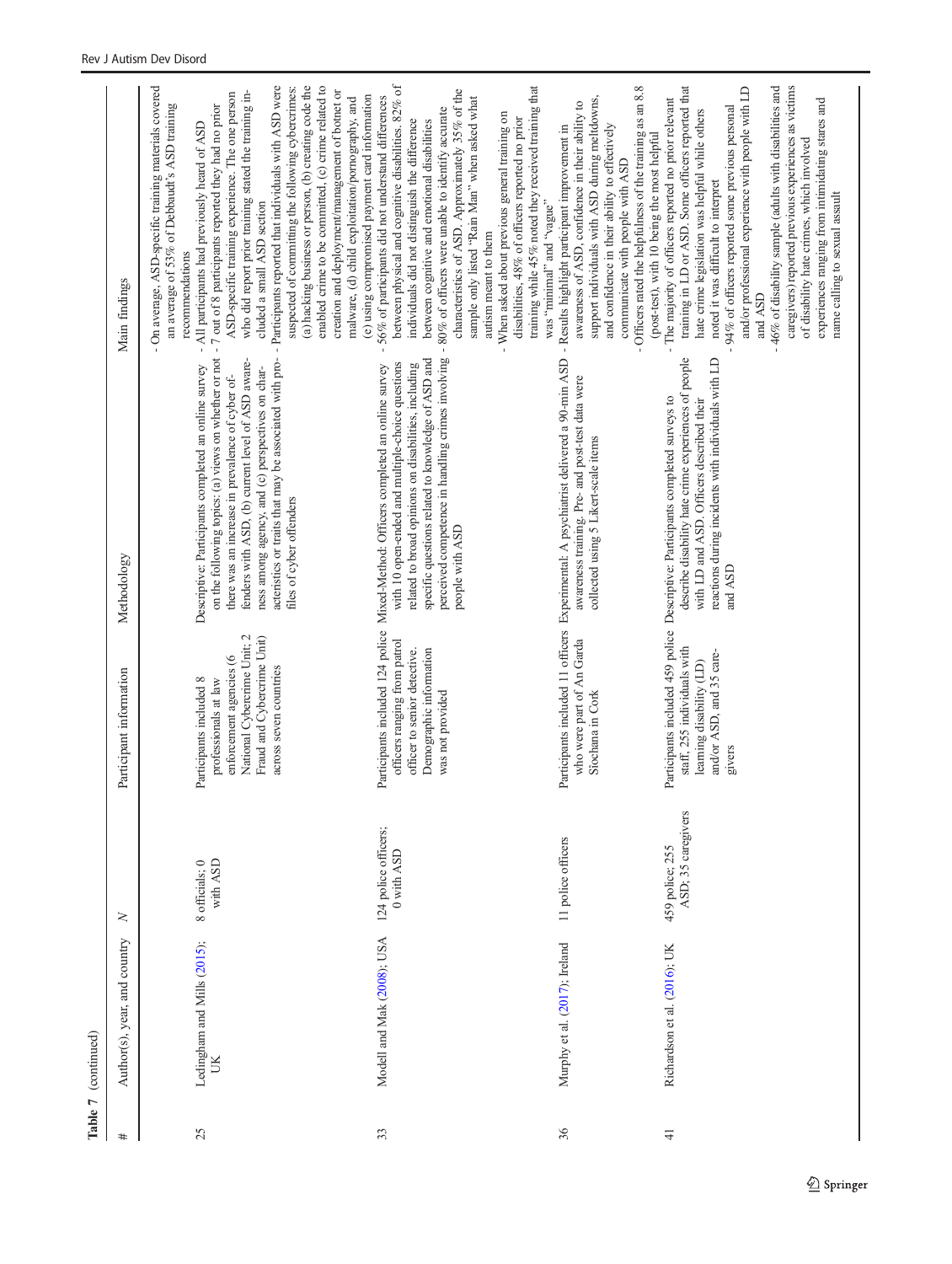**Table 7** (continued)

| # | Author(s), year, and country | N | Participant information | Methodology | Main findings |
|---|---|---|---|---|---|
| | | | | | - On average, ASD-specific training materials covered an average of 53% of Debbaudt's ASD training recommendations |
| 25 | Ledingham and Mills (2015); UK | 8 officials; 0 with ASD | Participants included 8 professionals at law enforcement agencies (6 National Cybercrime Unit; 2 Fraud and Cybercrime Unit) across seven countries | Descriptive: Participants completed an online survey on the following topics: (a) views on whether or not there was an increase in prevalence of cyber offenders with ASD, (b) current level of ASD awareness among agency, and (c) perspectives on characteristics or traits that may be associated with profiles of cyber offenders | - All participants had previously heard of ASD<br>- 7 out of 8 participants reported they had no prior ASD-specific training experience. The one person who did report prior training stated the training included a small ASD section<br>- Participants reported that individuals with ASD were suspected of committing the following cybercrimes: (a) hacking business or person, (b) creating code the enabled crime to be committed, (c) crime related to creation and deployment/management of botnet or malware, (d) child exploitation/pornography, and (e) using compromised payment card information |
| 33 | Modell and Mak (2008); USA | 124 police officers; 0 with ASD | Participants included 124 police officers ranging from patrol officer to senior detective. Demographic information was not provided | Mixed-Method: Officers completed an online survey with 10 open-ended and multiple-choice questions related to broad opinions on disabilities, including specific questions related to knowledge of ASD and perceived competence in handling crimes involving people with ASD | - 56% of participants did not understand differences between physical and cognitive disabilities. 82% of individuals did not distinguish the difference between cognitive and emotional disabilities<br>- 80% of officers were unable to identify accurate characteristics of ASD. Approximately 35% of the sample only listed "Rain Man" when asked what autism meant to them<br>- When asked about previous general training on disabilities, 48% of officers reported no prior training while 45% noted they received training that was "minimal" and "vague" |
| 36 | Murphy et al. (2017); Ireland | 11 police officers | Participants included 11 officers who were part of An Garda Siochana in Cork | Experimental: A psychiatrist delivered a 90-min ASD awareness training. Pre- and post-test data were collected using 5 Likert-scale items | - Results highlight participant improvement in awareness of ASD, confidence in their ability to support individuals with ASD during meltdowns, and confidence in their ability to effectively communicate with people with ASD<br>- Officers rated the helpfulness of the training as an 8.8 (post-test), with 10 being the most helpful |
| 41 | Richardson et al. (2016); UK | 459 police; 255 ASD; 35 caregivers | Participants included 459 police staff, 255 individuals with learning disability (LD) and/or ASD, and 35 caregivers | Descriptive: Participants completed surveys to describe disability hate crime experiences of people with LD and ASD. Officers described their reactions during incidents with individuals with LD and ASD | - The majority of officers reported no prior relevant training in LD or ASD. Some officers reported that hate crime legislation was helpful while others noted it was difficult to interpret<br>- 94% of officers reported some previous personal and/or professional experience with people with LD and ASD<br>- 46% of disability sample (adults with disabilities and caregivers) reported previous experiences as victims of disability hate crimes, which involved experiences ranging from intimidating stares and name calling to sexual assault |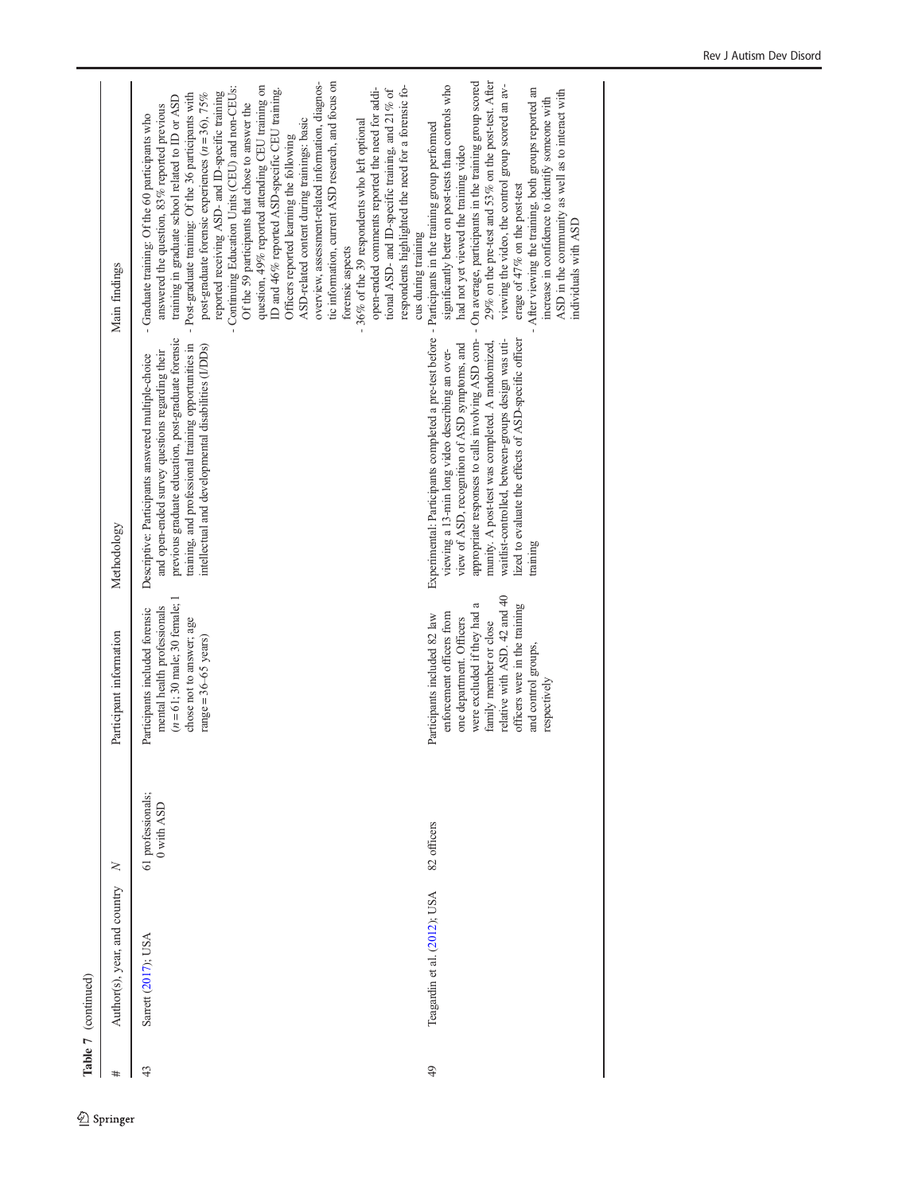**Table 7** (continued)

| # | Author(s), year, and country | *N* | Participant information | Methodology | Main findings |
|---|---|---|---|---|---|
| 43 | Sarrett (2017); USA | 61 professionals; 0 with ASD | Participants included forensic mental health professionals (*n* = 61; 30 male; 30 female; 1 chose not to answer; age range = 36–65 years) | Descriptive: Participants answered multiple-choice and open-ended survey questions regarding their previous graduate education, post-graduate forensic training, and professional training opportunities in intellectual and developmental disabilities (I/DDs) | - Graduate training: Of the 60 participants who answered the question, 83% reported previous training in graduate school related to ID or ASD<br>- Post-graduate training: Of the 36 participants with post-graduate forensic experiences (*n* = 36), 75% reported receiving ASD- and ID-specific training<br>- Continuing Education Units (CEU) and non-CEUs: Of the 59 participants that chose to answer the question, 49% reported attending CEU training on ID and 46% reported ASD-specific CEU training. Officers reported learning the following ASD-related content during trainings: basic overview, assessment-related information, diagnostic information, current ASD research, and focus on forensic aspects<br>- 36% of the 39 respondents who left optional open-ended comments reported the need for additional ASD- and ID-specific training, and 21% of respondents highlighted the need for a forensic focus during training |
| 49 | Teagardin et al. (2012); USA | 82 officers | Participants included 82 law enforcement officers from one department. Officers were excluded if they had a family member or close relative with ASD. 42 and 40 officers were in the training and control groups, respectively | Experimental: Participants completed a pre-test before viewing a 13-min long video describing an overview of ASD, recognition of ASD symptoms, and appropriate responses to calls involving ASD community. A post-test was completed. A randomized, waitlist-controlled, between-groups design was utilized to evaluate the effects of ASD-specific officer training | - Participants in the training group performed significantly better on post-tests than controls who had not yet viewed the training video<br>- On average, participants in the training group scored 29% on the pre-test and 53% on the post-test. After viewing the video, the control group scored an average of 47% on the post-test<br>- After viewing the training, both groups reported an increase in confidence to identify someone with ASD in the community as well as to interact with individuals with ASD |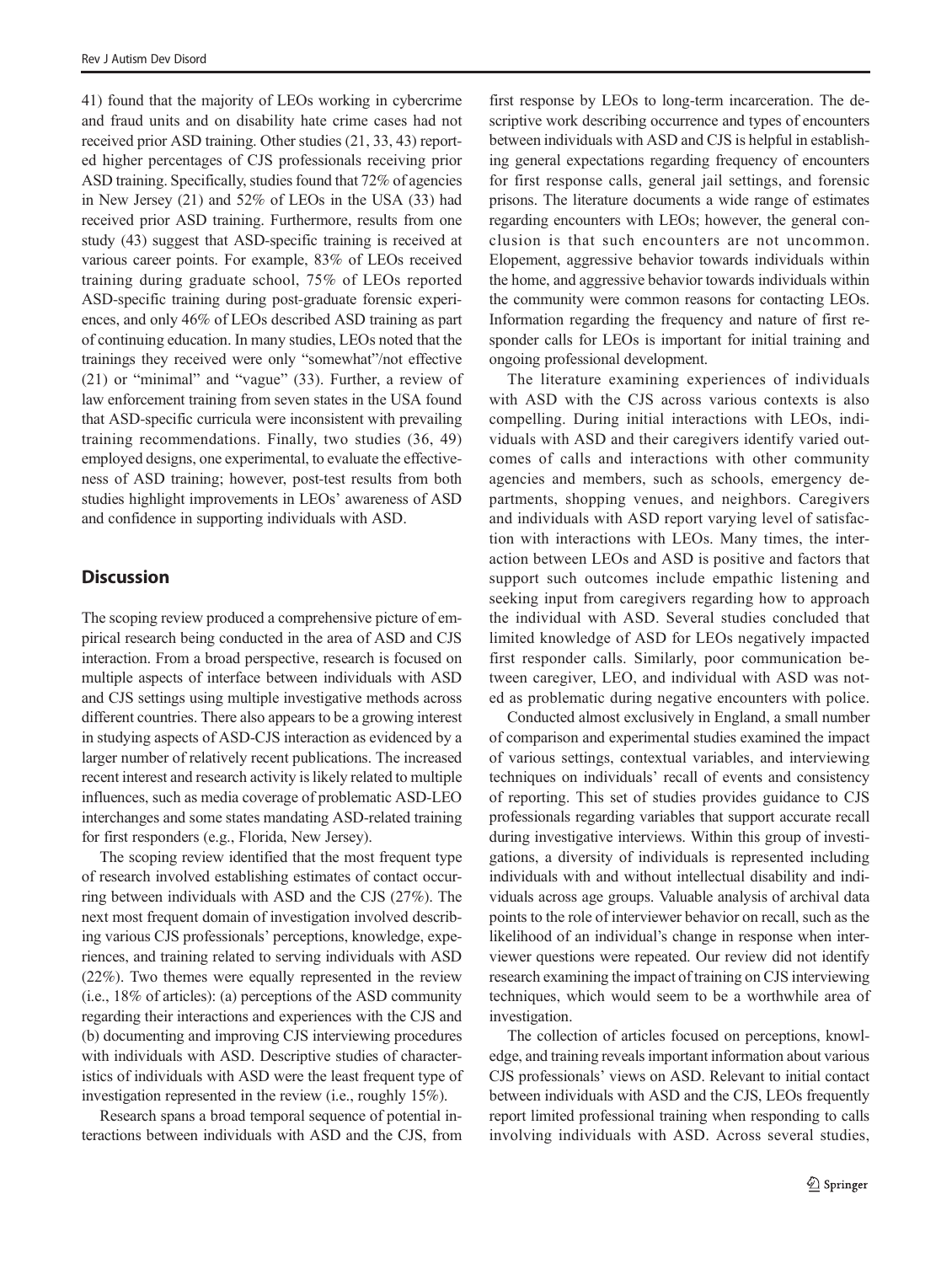41) found that the majority of LEOs working in cybercrime and fraud units and on disability hate crime cases had not received prior ASD training. Other studies (21, 33, 43) reported higher percentages of CJS professionals receiving prior ASD training. Specifically, studies found that 72% of agencies in New Jersey (21) and 52% of LEOs in the USA (33) had received prior ASD training. Furthermore, results from one study (43) suggest that ASD-specific training is received at various career points. For example, 83% of LEOs received training during graduate school, 75% of LEOs reported ASD-specific training during post-graduate forensic experiences, and only 46% of LEOs described ASD training as part of continuing education. In many studies, LEOs noted that the trainings they received were only "somewhat"/not effective (21) or "minimal" and "vague" (33). Further, a review of law enforcement training from seven states in the USA found that ASD-specific curricula were inconsistent with prevailing training recommendations. Finally, two studies (36, 49) employed designs, one experimental, to evaluate the effectiveness of ASD training; however, post-test results from both studies highlight improvements in LEOs' awareness of ASD and confidence in supporting individuals with ASD.

## Discussion

The scoping review produced a comprehensive picture of empirical research being conducted in the area of ASD and CJS interaction. From a broad perspective, research is focused on multiple aspects of interface between individuals with ASD and CJS settings using multiple investigative methods across different countries. There also appears to be a growing interest in studying aspects of ASD-CJS interaction as evidenced by a larger number of relatively recent publications. The increased recent interest and research activity is likely related to multiple influences, such as media coverage of problematic ASD-LEO interchanges and some states mandating ASD-related training for first responders (e.g., Florida, New Jersey).

The scoping review identified that the most frequent type of research involved establishing estimates of contact occurring between individuals with ASD and the CJS (27%). The next most frequent domain of investigation involved describing various CJS professionals' perceptions, knowledge, experiences, and training related to serving individuals with ASD (22%). Two themes were equally represented in the review (i.e., 18% of articles): (a) perceptions of the ASD community regarding their interactions and experiences with the CJS and (b) documenting and improving CJS interviewing procedures with individuals with ASD. Descriptive studies of characteristics of individuals with ASD were the least frequent type of investigation represented in the review (i.e., roughly 15%).

Research spans a broad temporal sequence of potential interactions between individuals with ASD and the CJS, from first response by LEOs to long-term incarceration. The descriptive work describing occurrence and types of encounters between individuals with ASD and CJS is helpful in establishing general expectations regarding frequency of encounters for first response calls, general jail settings, and forensic prisons. The literature documents a wide range of estimates regarding encounters with LEOs; however, the general conclusion is that such encounters are not uncommon. Elopement, aggressive behavior towards individuals within the home, and aggressive behavior towards individuals within the community were common reasons for contacting LEOs. Information regarding the frequency and nature of first responder calls for LEOs is important for initial training and ongoing professional development.

The literature examining experiences of individuals with ASD with the CJS across various contexts is also compelling. During initial interactions with LEOs, individuals with ASD and their caregivers identify varied outcomes of calls and interactions with other community agencies and members, such as schools, emergency departments, shopping venues, and neighbors. Caregivers and individuals with ASD report varying level of satisfaction with interactions with LEOs. Many times, the interaction between LEOs and ASD is positive and factors that support such outcomes include empathic listening and seeking input from caregivers regarding how to approach the individual with ASD. Several studies concluded that limited knowledge of ASD for LEOs negatively impacted first responder calls. Similarly, poor communication between caregiver, LEO, and individual with ASD was noted as problematic during negative encounters with police.

Conducted almost exclusively in England, a small number of comparison and experimental studies examined the impact of various settings, contextual variables, and interviewing techniques on individuals' recall of events and consistency of reporting. This set of studies provides guidance to CJS professionals regarding variables that support accurate recall during investigative interviews. Within this group of investigations, a diversity of individuals is represented including individuals with and without intellectual disability and individuals across age groups. Valuable analysis of archival data points to the role of interviewer behavior on recall, such as the likelihood of an individual's change in response when interviewer questions were repeated. Our review did not identify research examining the impact of training on CJS interviewing techniques, which would seem to be a worthwhile area of investigation.

The collection of articles focused on perceptions, knowledge, and training reveals important information about various CJS professionals' views on ASD. Relevant to initial contact between individuals with ASD and the CJS, LEOs frequently report limited professional training when responding to calls involving individuals with ASD. Across several studies,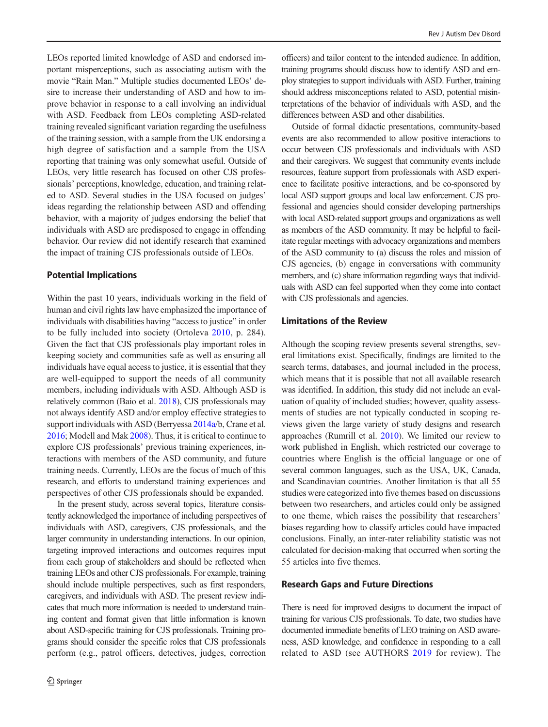LEOs reported limited knowledge of ASD and endorsed important misperceptions, such as associating autism with the movie "Rain Man." Multiple studies documented LEOs' desire to increase their understanding of ASD and how to improve behavior in response to a call involving an individual with ASD. Feedback from LEOs completing ASD-related training revealed significant variation regarding the usefulness of the training session, with a sample from the UK endorsing a high degree of satisfaction and a sample from the USA reporting that training was only somewhat useful. Outside of LEOs, very little research has focused on other CJS professionals' perceptions, knowledge, education, and training related to ASD. Several studies in the USA focused on judges' ideas regarding the relationship between ASD and offending behavior, with a majority of judges endorsing the belief that individuals with ASD are predisposed to engage in offending behavior. Our review did not identify research that examined the impact of training CJS professionals outside of LEOs.

### Potential Implications

Within the past 10 years, individuals working in the field of human and civil rights law have emphasized the importance of individuals with disabilities having "access to justice" in order to be fully included into society (Ortoleva 2010, p. 284). Given the fact that CJS professionals play important roles in keeping society and communities safe as well as ensuring all individuals have equal access to justice, it is essential that they are well-equipped to support the needs of all community members, including individuals with ASD. Although ASD is relatively common (Baio et al. 2018), CJS professionals may not always identify ASD and/or employ effective strategies to support individuals with ASD (Berryessa 2014a/b, Crane et al. 2016; Modell and Mak 2008). Thus, it is critical to continue to explore CJS professionals' previous training experiences, interactions with members of the ASD community, and future training needs. Currently, LEOs are the focus of much of this research, and efforts to understand training experiences and perspectives of other CJS professionals should be expanded.

In the present study, across several topics, literature consistently acknowledged the importance of including perspectives of individuals with ASD, caregivers, CJS professionals, and the larger community in understanding interactions. In our opinion, targeting improved interactions and outcomes requires input from each group of stakeholders and should be reflected when training LEOs and other CJS professionals. For example, training should include multiple perspectives, such as first responders, caregivers, and individuals with ASD. The present review indicates that much more information is needed to understand training content and format given that little information is known about ASD-specific training for CJS professionals. Training programs should consider the specific roles that CJS professionals perform (e.g., patrol officers, detectives, judges, correction officers) and tailor content to the intended audience. In addition, training programs should discuss how to identify ASD and employ strategies to support individuals with ASD. Further, training should address misconceptions related to ASD, potential misinterpretations of the behavior of individuals with ASD, and the differences between ASD and other disabilities.

Outside of formal didactic presentations, community-based events are also recommended to allow positive interactions to occur between CJS professionals and individuals with ASD and their caregivers. We suggest that community events include resources, feature support from professionals with ASD experience to facilitate positive interactions, and be co-sponsored by local ASD support groups and local law enforcement. CJS professional and agencies should consider developing partnerships with local ASD-related support groups and organizations as well as members of the ASD community. It may be helpful to facilitate regular meetings with advocacy organizations and members of the ASD community to (a) discuss the roles and mission of CJS agencies, (b) engage in conversations with community members, and (c) share information regarding ways that individuals with ASD can feel supported when they come into contact with CJS professionals and agencies.

### Limitations of the Review

Although the scoping review presents several strengths, several limitations exist. Specifically, findings are limited to the search terms, databases, and journal included in the process, which means that it is possible that not all available research was identified. In addition, this study did not include an evaluation of quality of included studies; however, quality assessments of studies are not typically conducted in scoping reviews given the large variety of study designs and research approaches (Rumrill et al. 2010). We limited our review to work published in English, which restricted our coverage to countries where English is the official language or one of several common languages, such as the USA, UK, Canada, and Scandinavian countries. Another limitation is that all 55 studies were categorized into five themes based on discussions between two researchers, and articles could only be assigned to one theme, which raises the possibility that researchers' biases regarding how to classify articles could have impacted conclusions. Finally, an inter-rater reliability statistic was not calculated for decision-making that occurred when sorting the 55 articles into five themes.

### Research Gaps and Future Directions

There is need for improved designs to document the impact of training for various CJS professionals. To date, two studies have documented immediate benefits of LEO training on ASD awareness, ASD knowledge, and confidence in responding to a call related to ASD (see AUTHORS 2019 for review). The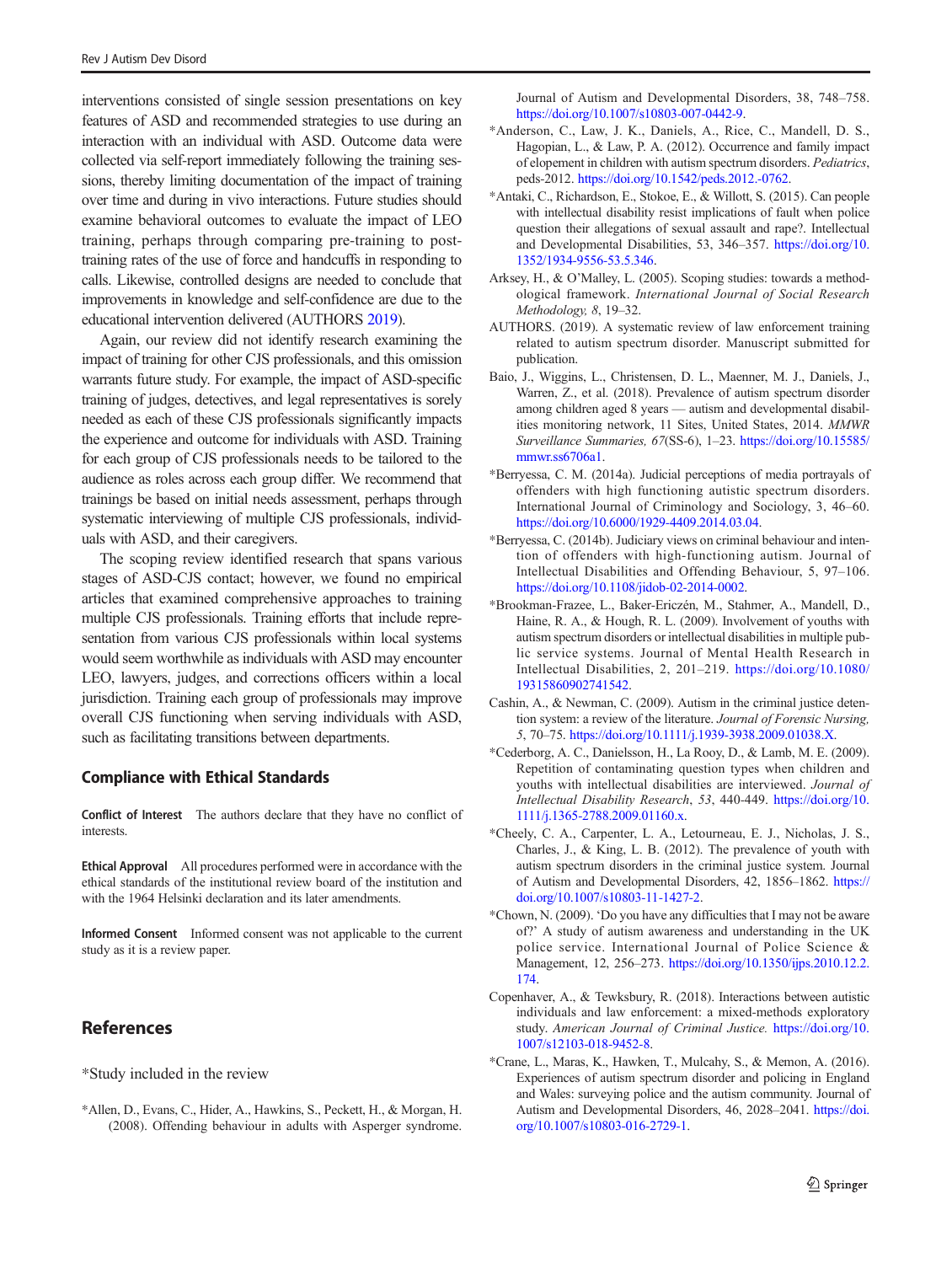interventions consisted of single session presentations on key features of ASD and recommended strategies to use during an interaction with an individual with ASD. Outcome data were collected via self-report immediately following the training sessions, thereby limiting documentation of the impact of training over time and during in vivo interactions. Future studies should examine behavioral outcomes to evaluate the impact of LEO training, perhaps through comparing pre-training to post-training rates of the use of force and handcuffs in responding to calls. Likewise, controlled designs are needed to conclude that improvements in knowledge and self-confidence are due to the educational intervention delivered (AUTHORS 2019).

Again, our review did not identify research examining the impact of training for other CJS professionals, and this omission warrants future study. For example, the impact of ASD-specific training of judges, detectives, and legal representatives is sorely needed as each of these CJS professionals significantly impacts the experience and outcome for individuals with ASD. Training for each group of CJS professionals needs to be tailored to the audience as roles across each group differ. We recommend that trainings be based on initial needs assessment, perhaps through systematic interviewing of multiple CJS professionals, individuals with ASD, and their caregivers.

The scoping review identified research that spans various stages of ASD-CJS contact; however, we found no empirical articles that examined comprehensive approaches to training multiple CJS professionals. Training efforts that include representation from various CJS professionals within local systems would seem worthwhile as individuals with ASD may encounter LEO, lawyers, judges, and corrections officers within a local jurisdiction. Training each group of professionals may improve overall CJS functioning when serving individuals with ASD, such as facilitating transitions between departments.

## Compliance with Ethical Standards

**Conflict of Interest** The authors declare that they have no conflict of interests.

**Ethical Approval** All procedures performed were in accordance with the ethical standards of the institutional review board of the institution and with the 1964 Helsinki declaration and its later amendments.

**Informed Consent** Informed consent was not applicable to the current study as it is a review paper.

## References

*Study included in the review

*Allen, D., Evans, C., Hider, A., Hawkins, S., Peckett, H., & Morgan, H. (2008). Offending behaviour in adults with Asperger syndrome. Journal of Autism and Developmental Disorders, 38, 748–758. https://doi.org/10.1007/s10803-007-0442-9.

*Anderson, C., Law, J. K., Daniels, A., Rice, C., Mandell, D. S., Hagopian, L., & Law, P. A. (2012). Occurrence and family impact of elopement in children with autism spectrum disorders. *Pediatrics*, peds-2012. https://doi.org/10.1542/peds.2012.-0762.

*Antaki, C., Richardson, E., Stokoe, E., & Willott, S. (2015). Can people with intellectual disability resist implications of fault when police question their allegations of sexual assault and rape?. Intellectual and Developmental Disabilities, 53, 346–357. https://doi.org/10.1352/1934-9556-53.5.346.

Arksey, H., & O'Malley, L. (2005). Scoping studies: towards a methodological framework. *International Journal of Social Research Methodology, 8*, 19–32.

AUTHORS. (2019). A systematic review of law enforcement training related to autism spectrum disorder. Manuscript submitted for publication.

Baio, J., Wiggins, L., Christensen, D. L., Maenner, M. J., Daniels, J., Warren, Z., et al. (2018). Prevalence of autism spectrum disorder among children aged 8 years — autism and developmental disabilities monitoring network, 11 Sites, United States, 2014. *MMWR Surveillance Summaries, 67*(SS-6), 1–23. https://doi.org/10.15585/mmwr.ss6706a1.

*Berryessa, C. M. (2014a). Judicial perceptions of media portrayals of offenders with high functioning autistic spectrum disorders. International Journal of Criminology and Sociology, 3, 46–60. https://doi.org/10.6000/1929-4409.2014.03.04.

*Berryessa, C. (2014b). Judiciary views on criminal behaviour and intention of offenders with high-functioning autism. Journal of Intellectual Disabilities and Offending Behaviour, 5, 97–106. https://doi.org/10.1108/jidob-02-2014-0002.

*Brookman-Frazee, L., Baker-Ericzén, M., Stahmer, A., Mandell, D., Haine, R. A., & Hough, R. L. (2009). Involvement of youths with autism spectrum disorders or intellectual disabilities in multiple public service systems. Journal of Mental Health Research in Intellectual Disabilities, 2, 201–219. https://doi.org/10.1080/19315860902741542.

Cashin, A., & Newman, C. (2009). Autism in the criminal justice detention system: a review of the literature. *Journal of Forensic Nursing, 5*, 70–75. https://doi.org/10.1111/j.1939-3938.2009.01038.X.

*Cederborg, A. C., Danielsson, H., La Rooy, D., & Lamb, M. E. (2009). Repetition of contaminating question types when children and youths with intellectual disabilities are interviewed. *Journal of Intellectual Disability Research*, *53*, 440-449. https://doi.org/10.1111/j.1365-2788.2009.01160.x.

*Cheely, C. A., Carpenter, L. A., Letourneau, E. J., Nicholas, J. S., Charles, J., & King, L. B. (2012). The prevalence of youth with autism spectrum disorders in the criminal justice system. Journal of Autism and Developmental Disorders, 42, 1856–1862. https://doi.org/10.1007/s10803-11-1427-2.

*Chown, N. (2009). 'Do you have any difficulties that I may not be aware of?' A study of autism awareness and understanding in the UK police service. International Journal of Police Science & Management, 12, 256–273. https://doi.org/10.1350/ijps.2010.12.2.174.

Copenhaver, A., & Tewksbury, R. (2018). Interactions between autistic individuals and law enforcement: a mixed-methods exploratory study. *American Journal of Criminal Justice.* https://doi.org/10.1007/s12103-018-9452-8.

*Crane, L., Maras, K., Hawken, T., Mulcahy, S., & Memon, A. (2016). Experiences of autism spectrum disorder and policing in England and Wales: surveying police and the autism community. Journal of Autism and Developmental Disorders, 46, 2028–2041. https://doi.org/10.1007/s10803-016-2729-1.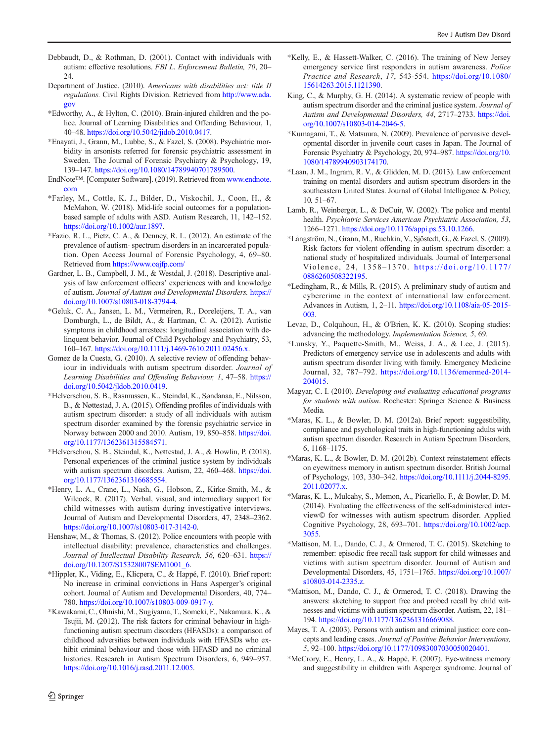Debbaudt, D., & Rothman, D. (2001). Contact with individuals with autism: effective resolutions. *FBI L. Enforcement Bulletin, 70*, 20–24.

Department of Justice. (2010). *Americans with disabilities act: title II regulations.* Civil Rights Division. Retrieved from http://www.ada.gov

*Edworthy, A., & Hylton, C. (2010). Brain-injured children and the police. Journal of Learning Disabilities and Offending Behaviour, 1, 40–48. https://doi.org/10.5042/jidob.2010.0417.

*Enayati, J., Grann, M., Lubbe, S., & Fazel, S. (2008). Psychiatric morbidity in arsonists referred for forensic psychiatric assessment in Sweden. The Journal of Forensic Psychiatry & Psychology, 19, 139–147. https://doi.org/10.1080/14789940701789500.

EndNote™. [Computer Software]. (2019). Retrieved from www.endnote.com

*Farley, M., Cottle, K. J., Bilder, D., Viskochil, J., Coon, H., & McMahon, W. (2018). Mid-life social outcomes for a population-based sample of adults with ASD. Autism Research, 11, 142–152. https://doi.org/10.1002/aur.1897.

*Fazio, R. L., Pietz, C. A., & Denney, R. L. (2012). An estimate of the prevalence of autism- spectrum disorders in an incarcerated population. Open Access Journal of Forensic Psychology, 4, 69–80. Retrieved from https://www.oajfp.com/

Gardner, L. B., Campbell, J. M., & Westdal, J. (2018). Descriptive analysis of law enforcement officers' experiences with and knowledge of autism. *Journal of Autism and Developmental Disorders.* https://doi.org/10.1007/s10803-018-3794-4.

*Geluk, C. A., Jansen, L. M., Vermeiren, R., Doreleijers, T. A., van Domburgh, L., de Bildt, A., & Hartman, C. A. (2012). Autistic symptoms in childhood arrestees: longitudinal association with delinquent behavior. Journal of Child Psychology and Psychiatry, 53, 160–167. https://doi.org/10.1111/j.1469-7610.2011.02456.x.

Gomez de la Cuesta, G. (2010). A selective review of offending behaviour in individuals with autism spectrum disorder. *Journal of Learning Disabilities and Offending Behaviour, 1*, 47–58. https://doi.org/10.5042/jldob.2010.0419.

*Helverschou, S. B., Rasmussen, K., Steindal, K., Søndanaa, E., Nilsson, B., & Nøttestad, J. A. (2015). Offending profiles of individuals with autism spectrum disorder: a study of all individuals with autism spectrum disorder examined by the forensic psychiatric service in Norway between 2000 and 2010. Autism, 19, 850–858. https://doi.org/10.1177/1362361315584571.

*Helverschou, S. B., Steindal, K., Nøttestad, J. A., & Howlin, P. (2018). Personal experiences of the criminal justice system by individuals with autism spectrum disorders. Autism, 22, 460–468. https://doi.org/10.1177/1362361316685554.

*Henry, L. A., Crane, L., Nash, G., Hobson, Z., Kirke-Smith, M., & Wilcock, R. (2017). Verbal, visual, and intermediary support for child witnesses with autism during investigative interviews. Journal of Autism and Developmental Disorders, 47, 2348–2362. https://doi.org/10.1007/s10803-017-3142-0.

Henshaw, M., & Thomas, S. (2012). Police encounters with people with intellectual disability: prevalence, characteristics and challenges. *Journal of Intellectual Disability Research, 56*, 620–631. https://doi.org/10.1207/S15328007SEM1001_6.

*Hippler, K., Viding, E., Klicpera, C., & Happé, F. (2010). Brief report: No increase in criminal convictions in Hans Asperger's original cohort. Journal of Autism and Developmental Disorders, 40, 774–780. https://doi.org/10.1007/s10803-009-0917-y.

*Kawakami, C., Ohnishi, M., Sugiyama, T., Someki, F., Nakamura, K., & Tsujii, M. (2012). The risk factors for criminal behaviour in high-functioning autism spectrum disorders (HFASDs): a comparison of childhood adversities between individuals with HFASDs who exhibit criminal behaviour and those with HFASD and no criminal histories. Research in Autism Spectrum Disorders, 6, 949–957. https://doi.org/10.1016/j.rasd.2011.12.005.

*Kelly, E., & Hassett-Walker, C. (2016). The training of New Jersey emergency service first responders in autism awareness. *Police Practice and Research*, *17*, 543-554. https://doi.org/10.1080/15614263.2015.1121390.

King, C., & Murphy, G. H. (2014). A systematic review of people with autism spectrum disorder and the criminal justice system. *Journal of Autism and Developmental Disorders, 44*, 2717–2733. https://doi.org/10.1007/s10803-014-2046-5.

*Kumagami, T., & Matsuura, N. (2009). Prevalence of pervasive developmental disorder in juvenile court cases in Japan. The Journal of Forensic Psychiatry & Psychology, 20, 974–987. https://doi.org/10.1080/14789940903174170.

*Laan, J. M., Ingram, R. V., & Glidden, M. D. (2013). Law enforcement training on mental disorders and autism spectrum disorders in the southeastern United States. Journal of Global Intelligence & Policy, 10, 51–67.

Lamb, R., Weinberger, L., & DeCuir, W. (2002). The police and mental health. *Psychiatric Services American Psychiatric Association, 53*, 1266–1271. https://doi.org/10.1176/appi.ps.53.10.1266.

*Långström, N., Grann, M., Ruchkin, V., Sjöstedt, G., & Fazel, S. (2009). Risk factors for violent offending in autism spectrum disorder: a national study of hospitalized individuals. Journal of Interpersonal Violence, 24, 1358–1370. https://doi.org/10.1177/0886260508322195.

*Ledingham, R., & Mills, R. (2015). A preliminary study of autism and cybercrime in the context of international law enforcement. Advances in Autism, 1, 2–11. https://doi.org/10.1108/aia-05-2015-003.

Levac, D., Colquhoun, H., & O'Brien, K. K. (2010). Scoping studies: advancing the methodology. *Implementation Science, 5*, 69.

*Lunsky, Y., Paquette-Smith, M., Weiss, J. A., & Lee, J. (2015). Predictors of emergency service use in adolescents and adults with autism spectrum disorder living with family. Emergency Medicine Journal, 32, 787–792. https://doi.org/10.1136/emermed-2014-204015.

Magyar, C. I. (2010). *Developing and evaluating educational programs for students with autism*. Rochester: Springer Science & Business Media.

*Maras, K. L., & Bowler, D. M. (2012a). Brief report: suggestibility, compliance and psychological traits in high-functioning adults with autism spectrum disorder. Research in Autism Spectrum Disorders, 6, 1168–1175.

*Maras, K. L., & Bowler, D. M. (2012b). Context reinstatement effects on eyewitness memory in autism spectrum disorder. British Journal of Psychology, 103, 330–342. https://doi.org/10.1111/j.2044-8295.2011.02077.x.

*Maras, K. L., Mulcahy, S., Memon, A., Picariello, F., & Bowler, D. M. (2014). Evaluating the effectiveness of the self-administered interview© for witnesses with autism spectrum disorder. Applied Cognitive Psychology, 28, 693–701. https://doi.org/10.1002/acp.3055.

*Mattison, M. L., Dando, C. J., & Ormerod, T. C. (2015). Sketching to remember: episodic free recall task support for child witnesses and victims with autism spectrum disorder. Journal of Autism and Developmental Disorders, 45, 1751–1765. https://doi.org/10.1007/s10803-014-2335.z.

*Mattison, M., Dando, C. J., & Ormerod, T. C. (2018). Drawing the answers: sketching to support free and probed recall by child witnesses and victims with autism spectrum disorder. Autism, 22, 181–194. https://doi.org/10.1177/1362361316669088.

Mayes, T. A. (2003). Persons with autism and criminal justice: core concepts and leading cases. *Journal of Positive Behavior Interventions, 5*, 92–100. https://doi.org/10.1177/10983007030050020401.

*McCrory, E., Henry, L. A., & Happé, F. (2007). Eye-witness memory and suggestibility in children with Asperger syndrome. Journal of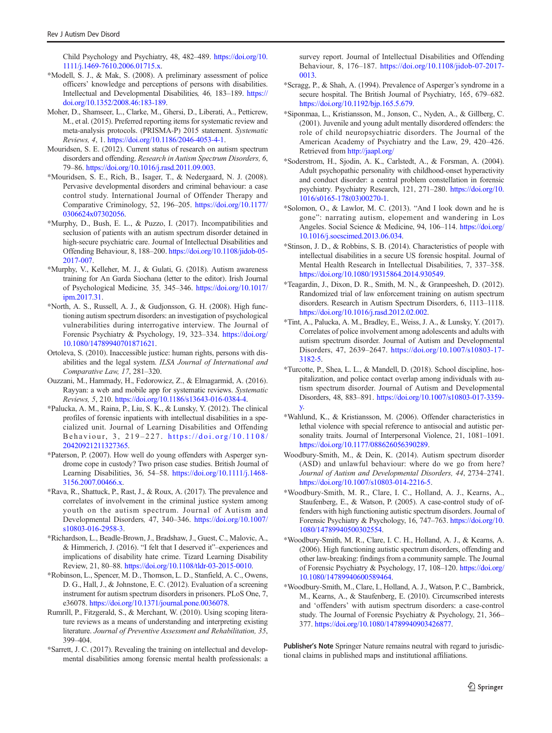Child Psychology and Psychiatry, 48, 482–489. https://doi.org/10.1111/j.1469-7610.2006.01715.x.

*Modell, S. J., & Mak, S. (2008). A preliminary assessment of police officers' knowledge and perceptions of persons with disabilities. Intellectual and Developmental Disabilities, 46, 183–189. https://doi.org/10.1352/2008.46:183-189.

Moher, D., Shamseer, L., Clarke, M., Ghersi, D., Liberati, A., Petticrew, M., et al. (2015). Preferred reporting items for systematic review and meta-analysis protocols. (PRISMA-P) 2015 statement. *Systematic Reviews, 4*, 1. https://doi.org/10.1186/2046-4053-4-1.

Mouridsen, S. E. (2012). Current status of research on autism spectrum disorders and offending. *Research in Autism Spectrum Disorders, 6*, 79–86. https://doi.org/10.1016/j.rasd.2011.09.003.

*Mouridsen, S. E., Rich, B., Isager, T., & Nedergaard, N. J. (2008). Pervasive developmental disorders and criminal behaviour: a case control study. International Journal of Offender Therapy and Comparative Criminology, 52, 196–205. https://doi.org/10.1177/0306624x07302056.

*Murphy, D., Bush, E. L., & Puzzo, I. (2017). Incompatibilities and seclusion of patients with an autism spectrum disorder detained in high-secure psychiatric care. Journal of Intellectual Disabilities and Offending Behaviour, 8, 188–200. https://doi.org/10.1108/jidob-05-2017-007.

*Murphy, V., Kelleher, M. J., & Gulati, G. (2018). Autism awareness training for An Garda Siochana (letter to the editor). Irish Journal of Psychological Medicine, 35, 345–346. https://doi.org/10.1017/ipm.2017.31.

*North, A. S., Russell, A. J., & Gudjonsson, G. H. (2008). High functioning autism spectrum disorders: an investigation of psychological vulnerabilities during interrogative interview. The Journal of Forensic Psychiatry & Psychology, 19, 323–334. https://doi.org/10.1080/14789940701871621.

Ortoleva, S. (2010). Inaccessible justice: human rights, persons with disabilities and the legal system. *ILSA Journal of International and Comparative Law, 17*, 281–320.

Ouzzani, M., Hammady, H., Fedorowicz, Z., & Elmagarmid, A. (2016). Rayyan: a web and mobile app for systematic reviews. *Systematic Reviews, 5*, 210. https://doi.org/10.1186/s13643-016-0384-4.

*Palucka, A. M., Raina, P., Liu, S. K., & Lunsky, Y. (2012). The clinical profiles of forensic inpatients with intellectual disabilities in a specialized unit. Journal of Learning Disabilities and Offending Behaviour, 3, 219–227. https://doi.org/10.1108/20420921211327365.

*Paterson, P. (2007). How well do young offenders with Asperger syndrome cope in custody? Two prison case studies. British Journal of Learning Disabilities, 36, 54–58. https://doi.org/10.1111/j.1468-3156.2007.00466.x.

*Rava, R., Shattuck, P., Rast, J., & Roux, A. (2017). The prevalence and correlates of involvement in the criminal justice system among youth on the autism spectrum. Journal of Autism and Developmental Disorders, 47, 340–346. https://doi.org/10.1007/s10803-016-2958-3.

*Richardson, L., Beadle-Brown, J., Bradshaw, J., Guest, C., Malovic, A., & Himmerich, J. (2016). "I felt that I deserved it"–experiences and implications of disability hate crime. Tizard Learning Disability Review, 21, 80–88. https://doi.org/10.1108/tldr-03-2015-0010.

*Robinson, L., Spencer, M. D., Thomson, L. D., Stanfield, A. C., Owens, D. G., Hall, J., & Johnstone, E. C. (2012). Evaluation of a screening instrument for autism spectrum disorders in prisoners. PLoS One, 7, e36078. https://doi.org/10.1371/journal.pone.0036078.

Rumrill, P., Fitzgerald, S., & Merchant, W. (2010). Using scoping literature reviews as a means of understanding and interpreting existing literature. *Journal of Preventive Assessment and Rehabilitation, 35*, 399–404.

*Sarrett, J. C. (2017). Revealing the training on intellectual and developmental disabilities among forensic mental health professionals: a survey report. Journal of Intellectual Disabilities and Offending Behaviour, 8, 176–187. https://doi.org/10.1108/jidob-07-2017-0013.

*Scragg, P., & Shah, A. (1994). Prevalence of Asperger's syndrome in a secure hospital. The British Journal of Psychiatry, 165, 679–682. https://doi.org/10.1192/bjp.165.5.679.

*Siponmaa, L., Kristiansson, M., Jonson, C., Nyden, A., & Gillberg, C. (2001). Juvenile and young adult mentally disordered offenders: the role of child neuropsychiatric disorders. The Journal of the American Academy of Psychiatry and the Law, 29, 420–426. Retrieved from http://jaapl.org/

*Soderstrom, H., Sjodin, A. K., Carlstedt, A., & Forsman, A. (2004). Adult psychopathic personality with childhood-onset hyperactivity and conduct disorder: a central problem constellation in forensic psychiatry. Psychiatry Research, 121, 271–280. https://doi.org/10.1016/s0165-178(03)00270-1.

*Solomon, O., & Lawlor, M. C. (2013). "And I look down and he is gone": narrating autism, elopement and wandering in Los Angeles. Social Science & Medicine, 94, 106–114. https://doi.org/10.1016/j.socscimed.2013.06.034.

*Stinson, J. D., & Robbins, S. B. (2014). Characteristics of people with intellectual disabilities in a secure US forensic hospital. Journal of Mental Health Research in Intellectual Disabilities, 7, 337–358. https://doi.org/10.1080/19315864.2014.930549.

*Teagardin, J., Dixon, D. R., Smith, M. N., & Granpeesheh, D. (2012). Randomized trial of law enforcement training on autism spectrum disorders. Research in Autism Spectrum Disorders, 6, 1113–1118. https://doi.org/10.1016/j.rasd.2012.02.002.

*Tint, A., Palucka, A. M., Bradley, E., Weiss, J. A., & Lunsky, Y. (2017). Correlates of police involvement among adolescents and adults with autism spectrum disorder. Journal of Autism and Developmental Disorders, 47, 2639–2647. https://doi.org/10.1007/s10803-17-3182-5.

*Turcotte, P., Shea, L. L., & Mandell, D. (2018). School discipline, hospitalization, and police contact overlap among individuals with autism spectrum disorder. Journal of Autism and Developmental Disorders, 48, 883–891. https://doi.org/10.1007/s10803-017-3359-y.

*Wahlund, K., & Kristiansson, M. (2006). Offender characteristics in lethal violence with special reference to antisocial and autistic personality traits. Journal of Interpersonal Violence, 21, 1081–1091. https://doi.org/10.1177/088626056390289.

Woodbury-Smith, M., & Dein, K. (2014). Autism spectrum disorder (ASD) and unlawful behaviour: where do we go from here? *Journal of Autism and Developmental Disorders, 44*, 2734–2741. https://doi.org/10.1007/s10803-014-2216-5.

*Woodbury-Smith, M. R., Clare, I. C., Holland, A. J., Kearns, A., Staufenberg, E., & Watson, P. (2005). A case-control study of offenders with high functioning autistic spectrum disorders. Journal of Forensic Psychiatry & Psychology, 16, 747–763. https://doi.org/10.1080/14789940500302554.

*Woodbury-Smith, M. R., Clare, I. C. H., Holland, A. J., & Kearns, A. (2006). High functioning autistic spectrum disorders, offending and other law-breaking: findings from a community sample. The Journal of Forensic Psychiatry & Psychology, 17, 108–120. https://doi.org/10.1080/14789940600589464.

*Woodbury-Smith, M., Clare, I., Holland, A. J., Watson, P. C., Bambrick, M., Kearns, A., & Staufenberg, E. (2010). Circumscribed interests and 'offenders' with autism spectrum disorders: a case-control study. The Journal of Forensic Psychiatry & Psychology, 21, 366–377. https://doi.org/10.1080/14789940903426877.

**Publisher's Note** Springer Nature remains neutral with regard to jurisdictional claims in published maps and institutional affiliations.